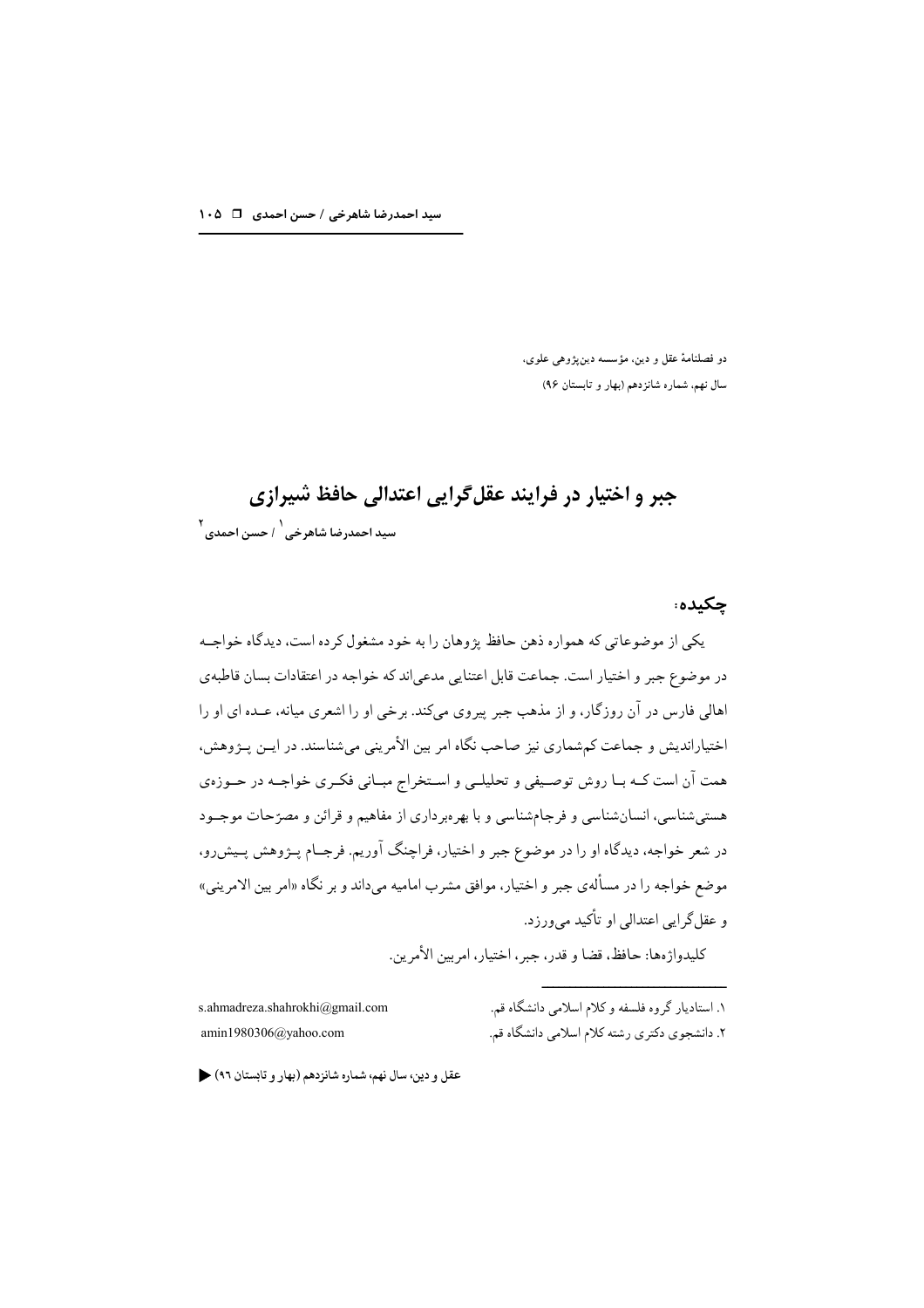دو فصلنامهٔ عقل و دین، مؤسسه دین‌پژوهی علوی،
سال نهم، شماره شانزدهم (بهار و تابستان ۹۶)

# جبر و اختیار در فرایند عقل‌گرایی اعتدالی حافظ شیرازی

سید احمدرضا شاهرخی[۱] / حسن احمدی[۲]

## چکیده:

یکی از موضوعاتی که همواره ذهن حافظ پژوهان را به خود مشغول کرده است، دیدگاه خواجه در موضوع جبر و اختیار است. جماعت قابل اعتنایی مدعی‌اند که خواجه در اعتقادات بسان قاطبه‌ی اهالی فارس در آن روزگار، و از مذهب جبر پیروی می‌کند. برخی او را اشعری میانه، عده ای او را اختیاراندیش و جماعت کم‌شماری نیز صاحب نگاه امر بین الأمرینی می‌شناسند. در این پژوهش، همت آن است که با روش توصیفی و تحلیلی و استخراج مبانی فکری خواجه در حوزه‌ی هستی‌شناسی، انسان‌شناسی و فرجام‌شناسی و با بهره‌برداری از مفاهیم و قرائن و مصرّحات موجود در شعر خواجه، دیدگاه او را در موضوع جبر و اختیار، فراچنگ آوریم. فرجام پژوهش پیش‌رو، موضع خواجه را در مسأله‌ی جبر و اختیار، موافق مشرب امامیه می‌داند و بر نگاه «امر بین الامرینی» و عقل‌گرایی اعتدالی او تأکید می‌ورزد.

کلیدواژه‌ها: حافظ، قضا و قدر، جبر، اختیار، امربین الأمرین.

---

۱. استادیار گروه فلسفه و کلام اسلامی دانشگاه قم. s.ahmadreza.shahrokhi@gmail.com

۲. دانشجوی دکتری رشته کلام اسلامی دانشگاه قم. amin1980306@yahoo.com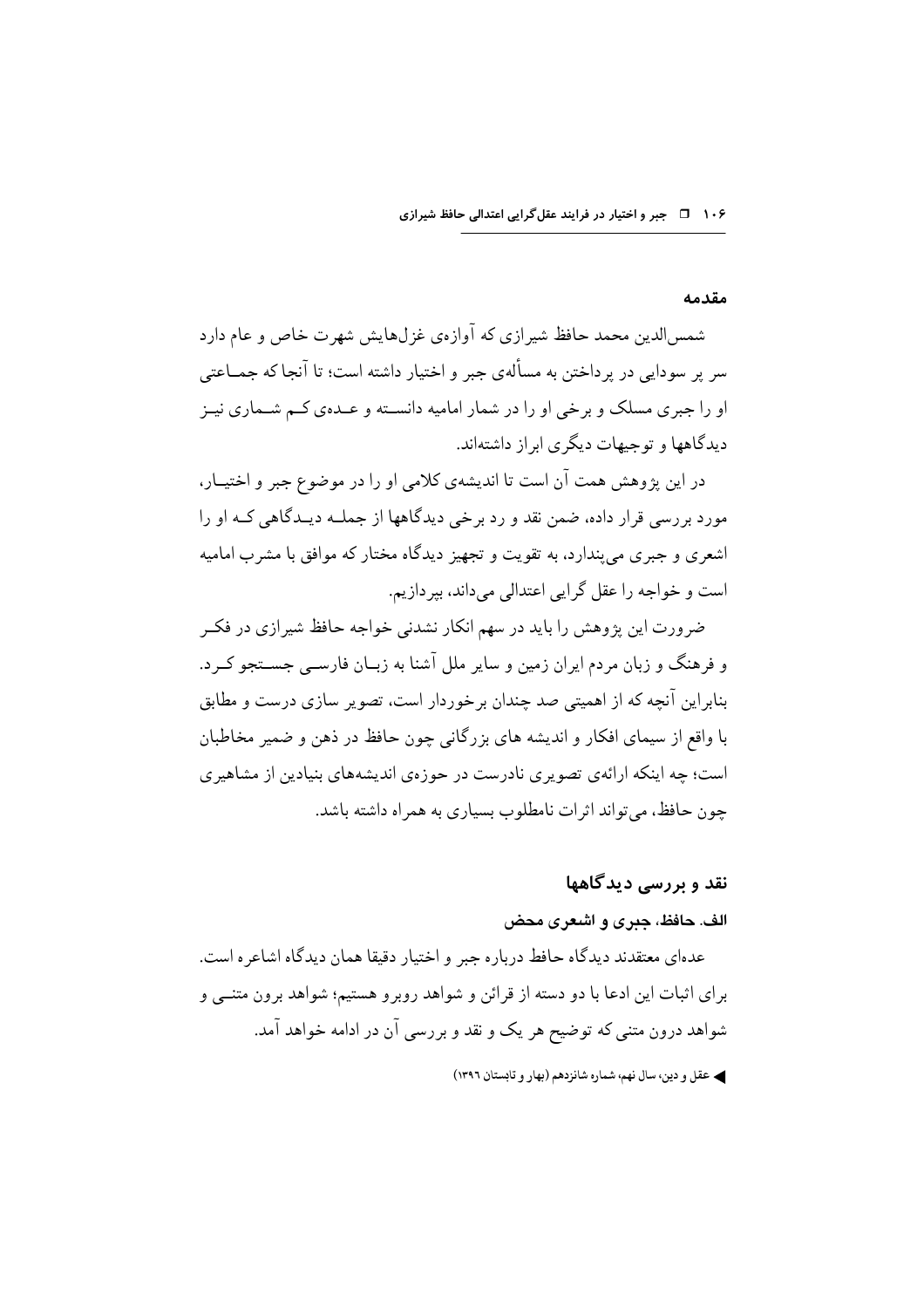## مقدمه

شمس‌الدین محمد حافظ شیرازی که آوازه‌ی غزل‌هایش شهرت خاص و عام دارد سر پر سودایی در پرداختن به مسأله‌ی جبر و اختیار داشته است؛ تا آنجا که جمـاعتی او را جبری مسلک و برخی او را در شمار امامیه دانسـته و عـده‌ی کـم شـماری نیـز دیدگاهها و توجیهات دیگری ابراز داشته‌اند.

در این پژوهش همت آن است تا اندیشه‌ی کلامی او را در موضوع جبر و اختیـار، مورد بررسی قرار داده، ضمن نقد و رد برخی دیدگاهها از جملـه دیـدگاهی کـه او را اشعری و جبری می‌پندارد، به تقویت و تجهیز دیدگاه مختار که موافق با مشرب امامیه است و خواجه را عقل گرایی اعتدالی می‌داند، بپردازیم.

ضرورت این پژوهش را باید در سهم انکار نشدنی خواجه حافظ شیرازی در فکـر و فرهنگ و زبان مردم ایران زمین و سایر ملل آشنا به زبـان فارسـی جسـتجو کـرد. بنابراین آنچه که از اهمیتی صد چندان برخوردار است، تصویر سازی درست و مطابق با واقع از سیمای افکار و اندیشه های بزرگانی چون حافظ در ذهن و ضمیر مخاطبان است؛ چه اینکه ارائه‌ی تصویری نادرست در حوزه‌ی اندیشه‌های بنیادین از مشاهیری چون حافظ، می‌تواند اثرات نامطلوب بسیاری به همراه داشته باشد.

## نقد و بررسی دیدگاهها

### الف. حافظ، جبری و اشعری محض

عده‌ای معتقدند دیدگاه حافظ درباره جبر و اختیار دقیقا همان دیدگاه اشاعره است. برای اثبات این ادعا با دو دسته از قرائن و شواهد روبرو هستیم؛ شواهد برون متنـی و شواهد درون متنی که توضیح هر یک و نقد و بررسی آن در ادامه خواهد آمد.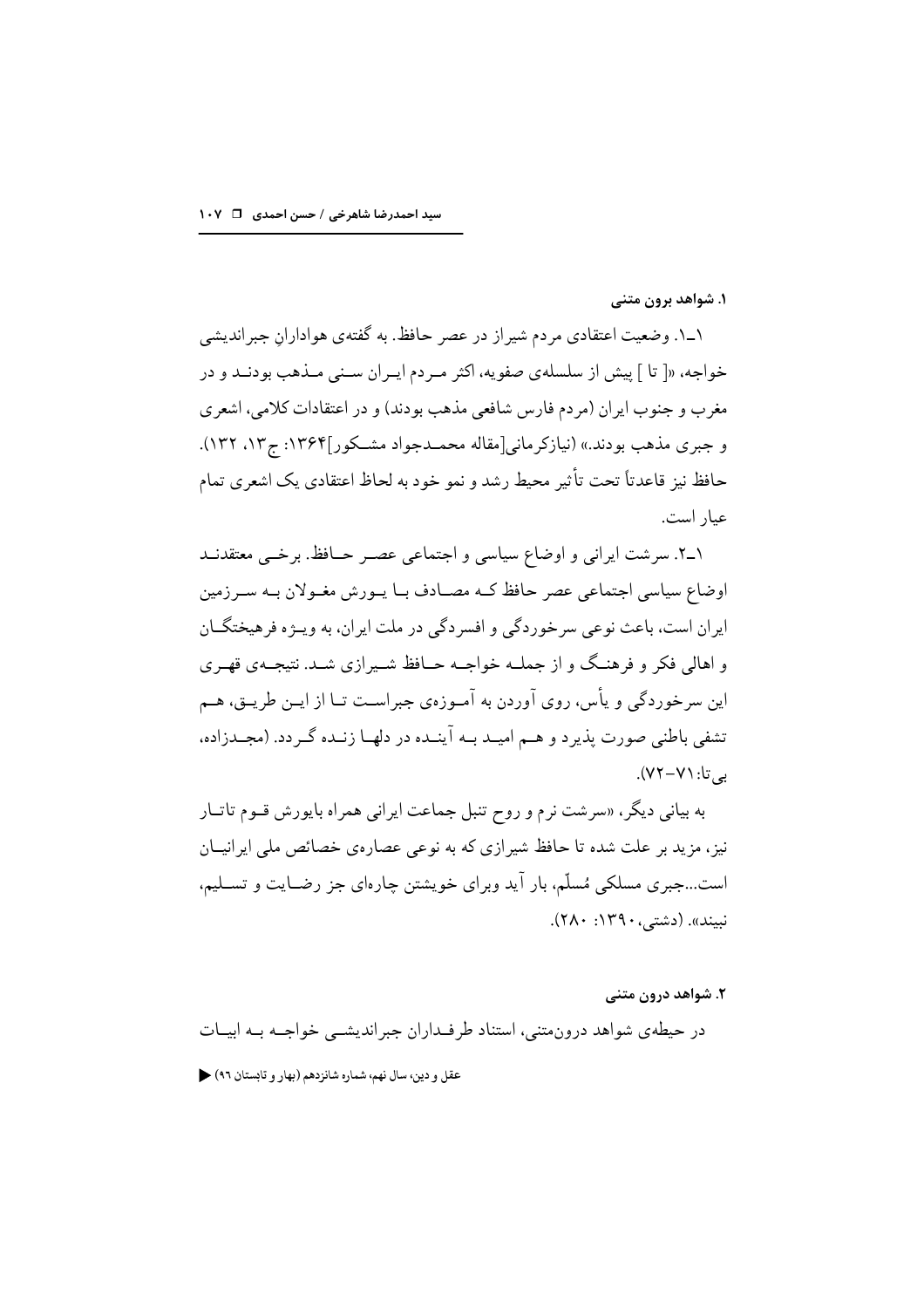### ۱. شواهد برون متنی

۱ـ۱. وضعیت اعتقادی مردم شیراز در عصر حافظ. به گفته‌ی هواداران جبراندیشی خواجه، «[ تا ] پیش از سلسله‌ی صفویه، اکثر مردم ایران سنی مذهب بودند و در مغرب و جنوب ایران (مردم فارس شافعی مذهب بودند) و در اعتقادات کلامی، اشعری و جبری مذهب بودند.» (نیازکرمانی[مقاله محمدجواد مشکور]۱۳۶۴: ج۱۳، ۱۳۲). حافظ نیز قاعدتاً تحت تأثیر محیط رشد و نمو خود به لحاظ اعتقادی یک اشعری تمام عیار است.

۱ـ۲. سرشت ایرانی و اوضاع سیاسی و اجتماعی عصر حافظ. برخی معتقدند اوضاع سیاسی اجتماعی عصر حافظ که مصادف با یورش مغولان به سرزمین ایران است، باعث نوعی سرخوردگی و افسردگی در ملت ایران، به ویژه فرهیختگان و اهالی فکر و فرهنگ و از جمله خواجه حافظ شیرازی شد. نتیجه‌ی قهری این سرخوردگی و یأس، روی آوردن به آموزه‌ی جبراست تا از این طریق، هم تشفی باطنی صورت پذیرد و هم امید به آینده در دلها زنده گردد. (مجدزاده، بی‌تا: ۷۱-۷۲).

به بیانی دیگر، «سرشت نرم و روح تنبل جماعت ایرانی همراه بایورش قوم تاتار نیز، مزید بر علت شده تا حافظ شیرازی که به نوعی عصاره‌ی خصائص ملی ایرانیان است...جبری مسلکی مُسلّم، بار آید وبرای خویشتن چاره‌ای جز رضایت و تسلیم، نبیند». (دشتی، ۱۳۹۰: ۲۸۰).

### ۲. شواهد درون متنی

در حیطه‌ی شواهد درون‌متنی، استناد طرفداران جبراندیشی خواجه به ابیات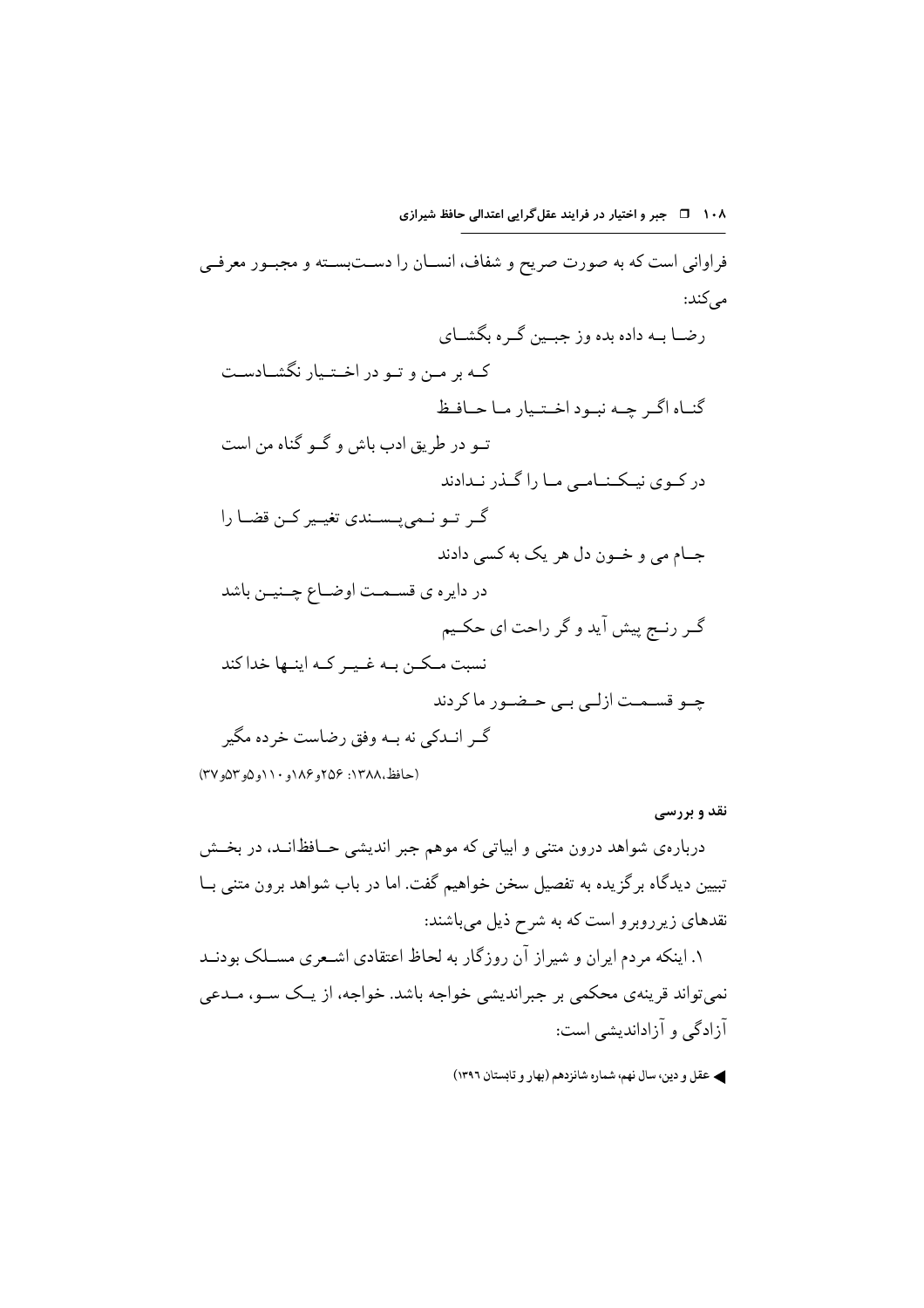فراوانی است که به صورت صریح و شفاف، انسان را دست‌بسته و مجبور معرفی می‌کند:

رضا بـه داده بده وز جبین گره بگشای
که بر من و تو در اختیار نگشادست

گناه اگر چه نبود اختیار ما حافظ
تو در طریق ادب باش و گو گناه من است

در کوی نیکنامی ما را گذر ندادند
گر تو نمی‌پسندی تغییر کن قضا را

جام می و خون دل هر یک به کسی دادند
در دایره ی قسمت اوضاع چنین باشد

گر رنج پیش آید و گر راحت ای حکیم
نسبت مکن به غیر که اینها خدا کند

چو قسمت ازلی بی حضور ما کردند
گر اندکی نه به وفق رضاست خرده مگیر

(حافظ،۱۳۸۸: ۲۵۶و۱۸۶و ۱۱۰و۵و۵۳و۳۷)

**نقد و بررسی**

درباره‌ی شواهد درون متنی و ابیاتی که موهم جبر اندیشی حافظ‌اند، در بخش تبیین دیدگاه برگزیده به تفصیل سخن خواهیم گفت. اما در باب شواهد برون متنی با نقدهای زیرروبرو است که به شرح ذیل می‌باشند:

۱. اینکه مردم ایران و شیراز آن روزگار به لحاظ اعتقادی اشعری مسلک بودند نمی‌تواند قرینه‌ی محکمی بر جبراندیشی خواجه باشد. خواجه، از یک سو، مدعی آزادگی و آزاداندیشی است: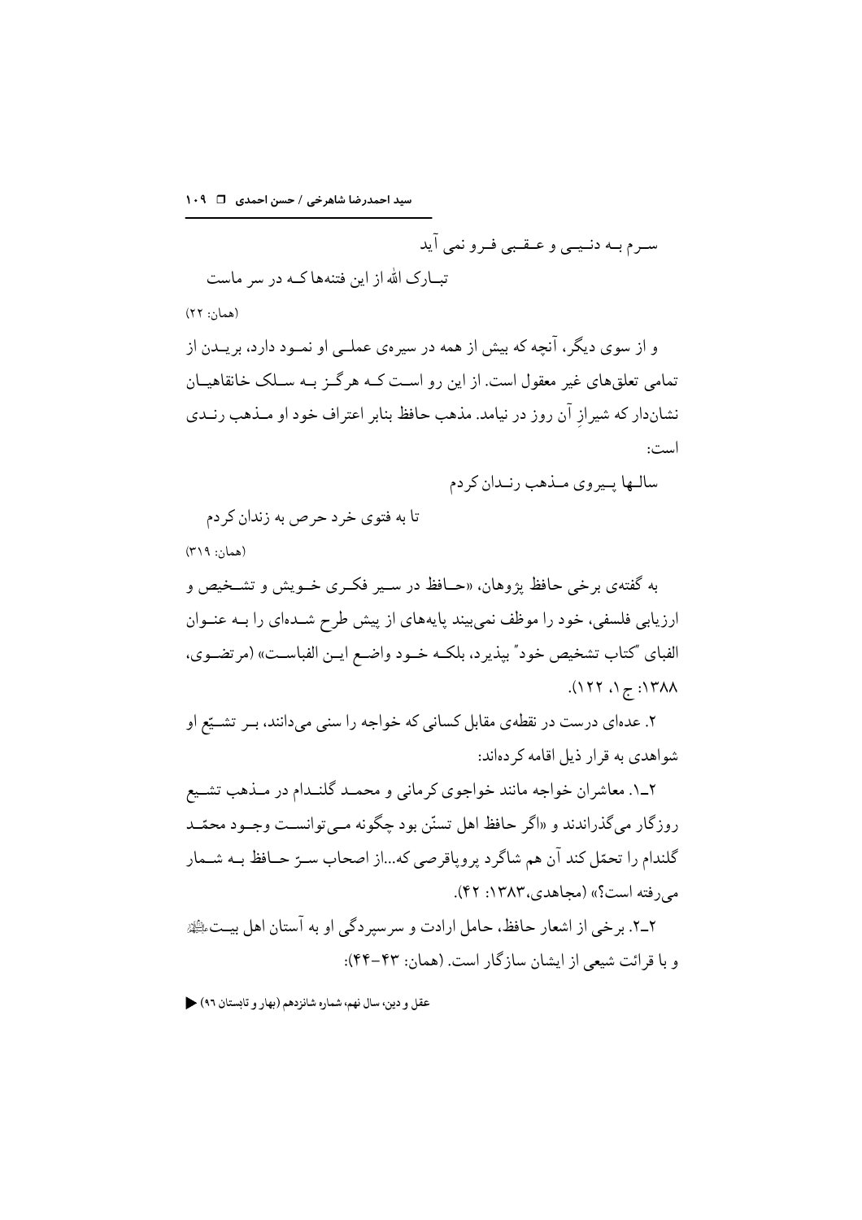سـرم بـه دنـیـی و عـقـبی فـرو نمی آید

تبـارک الله از این فتنه‌ها کـه در سر ماست

(همان: ۲۲)

و از سوی دیگر، آنچه که بیش از همه در سیره‌ی عملـی او نمـود دارد، بریـدن از تمامی تعلق‌های غیر معقول است. از این رو اسـت کـه هرگـز بـه سـلک خانقاهیـان نشان‌دار که شیرازِ آن روز در نیامد. مذهب حافظ بنابر اعتراف خود او مـذهب رنـدی است:

سالـها پـیروی مـذهب رنـدان کردم

تا به فتوی خرد حرص به زندان کردم

(همان: ۳۱۹)

به گفته‌ی برخی حافظ پژوهان، «حـافظ در سـیر فکـری خـویش و تشـخیص و ارزیابی فلسفی، خود را موظف نمی‌بیند پایه‌های از پیش طرح شـده‌ای را بـه عنـوان الفبای "کتاب تشخیص خود" بپذیرد، بلکـه خـود واضـع ایـن الفباسـت» (مرتضـوی، ۱۳۸۸: ج۱، ۱۲۲).

۲. عده‌ای درست در نقطه‌ی مقابل کسانی که خواجه را سنی می‌دانند، بـر تشـیّع او شواهدی به قرار ذیل اقامه کرده‌اند:

۲ـ۱. معاشران خواجه مانند خواجوی کرمانی و محمـد گلنـدام در مـذهب تشـیع روزگار می‌گذراندند و «اگر حافظ اهل تسنّن بود چگونه مـی‌توانسـت وجـود محمّـد گلندام را تحمّل کند آن هم شاگرد پروپاقرصی که...از اصحاب سـرّ حـافظ بـه شـمار می‌رفته است؟» (مجاهدی، ۱۳۸۳: ۴۲).

۲ـ۲. برخی از اشعار حافظ، حامل ارادت و سرسپردگی او به آستان اهل بیـت علیهم‌السلام و با قرائت شیعی از ایشان سازگار است. (همان: ۴۳-۴۴):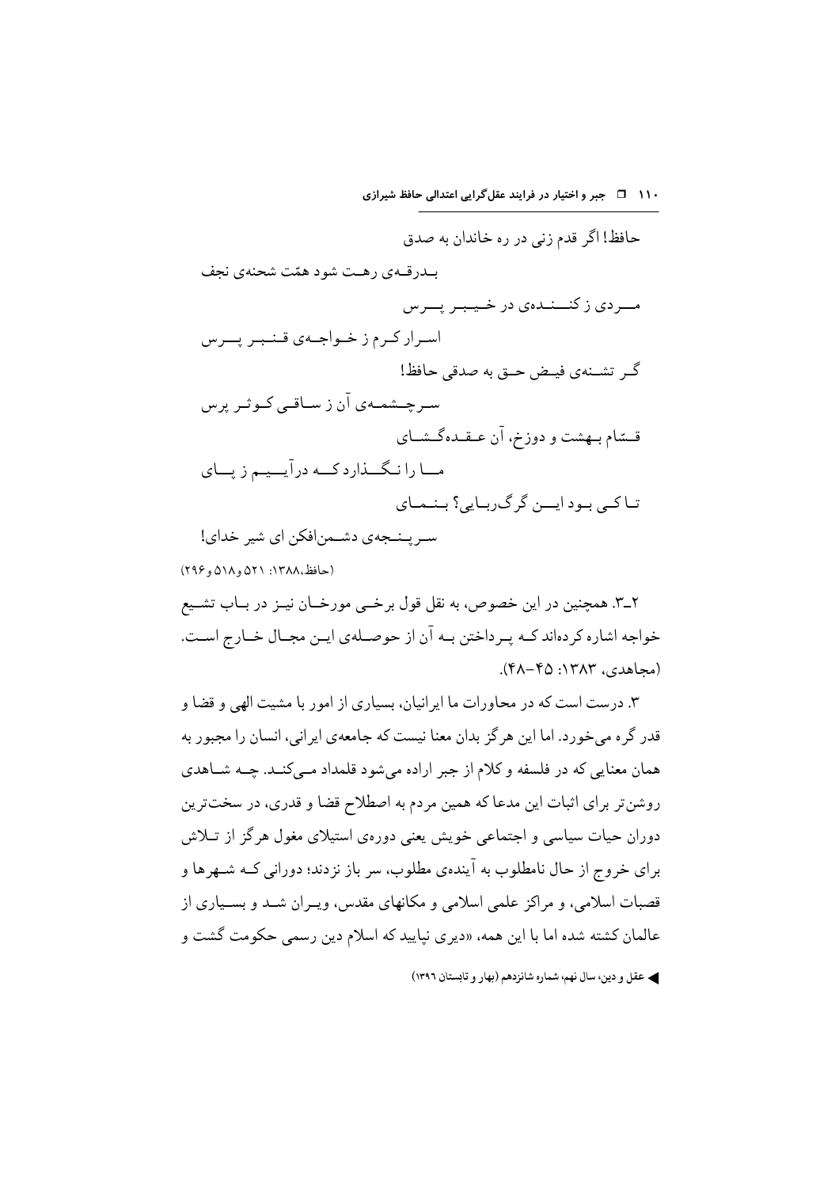حافظ! اگر قدم زنی در ره خاندان به صدق

بدرقه‌ی رهت شود همّت شحنه‌ی نجف

مردی ز کننده‌ی در خیبر پرس

اسرار کرم ز خواجه‌ی قنبر پرس

گر تشنه‌ی فیض حق به صدقی حافظ!

سرچشمه‌ی آن ز ساقی کوثر پرس

قسّام بهشت و دوزخ، آن عقده‌گشای

ما را نگذارد که درآییم ز پای

تا کی بود این گرگ‌ربایی؟ بنمای

سرپنجه‌ی دشمن‌افکن ای شیر خدای!

(حافظ،۱۳۸۸: ۵۲۱ و ۵۱۸ و ۲۹۶)

۲ـ۳. همچنین در این خصوص، به نقل قول برخی مورخان نیز در باب تشیع خواجه اشاره کرده‌اند که پرداختن به آن از حوصله‌ی این مجال خارج است. (مجاهدی، ۱۳۸۳: ۴۵-۴۸).

۳. درست است که در محاورات ما ایرانیان، بسیاری از امور با مشیت الهی و قضا و قدر گره می‌خورد. اما این هرگز بدان معنا نیست که جامعه‌ی ایرانی، انسان را مجبور به همان معنایی که در فلسفه و کلام از جبر اراده می‌شود قلمداد می‌کند. چه شاهدی روشن‌تر برای اثبات این مدعا که همین مردم به اصطلاح قضا و قدری، در سخت‌ترین دوران حیات سیاسی و اجتماعی خویش یعنی دوره‌ی استیلای مغول هرگز از تلاش برای خروج از حال نامطلوب به آینده‌ی مطلوب، سر باز نزدند؛ دورانی که شهرها و قصبات اسلامی، و مراکز علمی اسلامی و مکانهای مقدس، ویران شد و بسیاری از عالمان کشته شده اما با این همه، «دیری نپایید که اسلام دین رسمی حکومت گشت و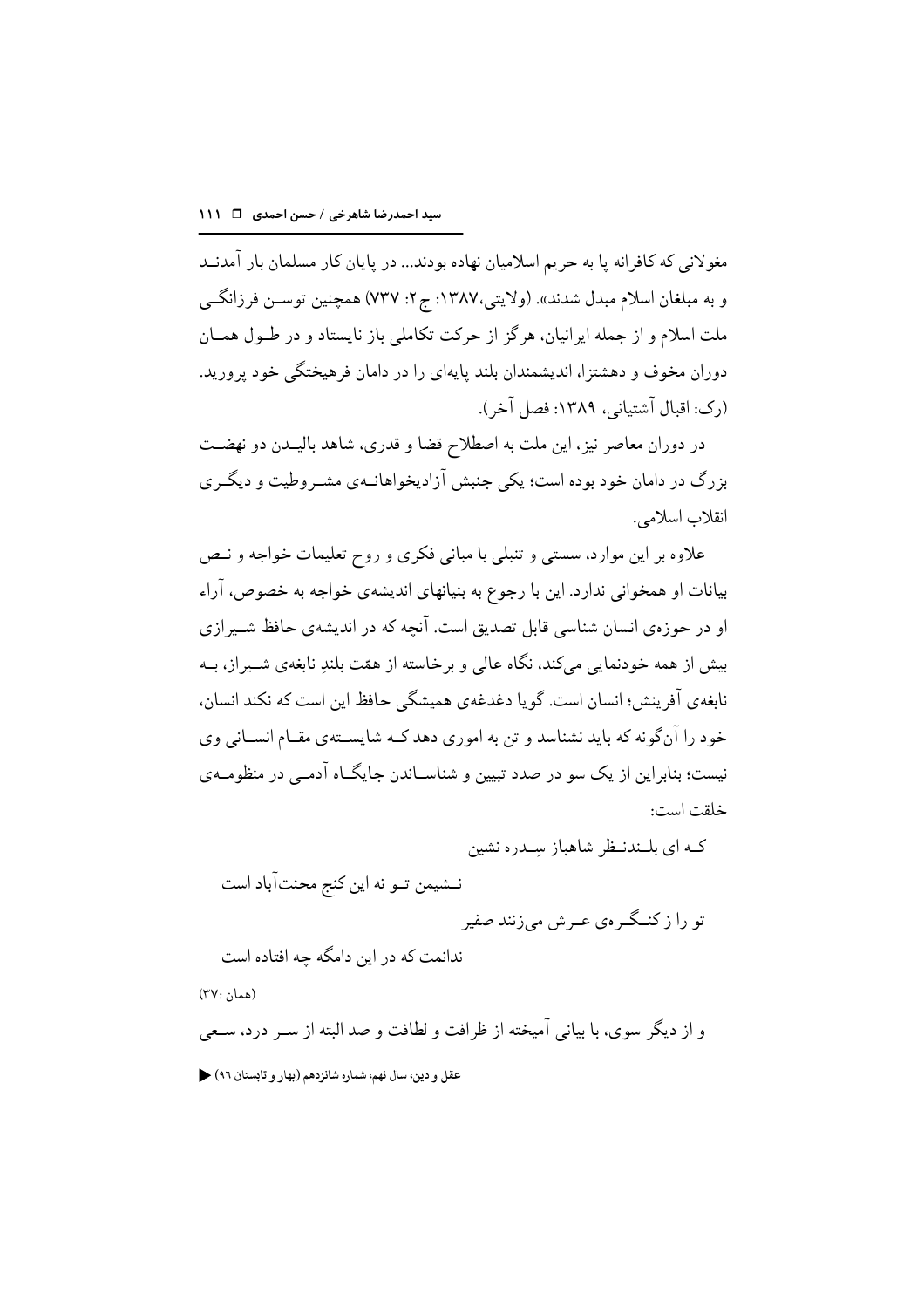مغولانی که کافرانه پا به حریم اسلامیان نهاده بودند... در پایان کار مسلمان بار آمدند و به مبلغان اسلام مبدل شدند». (ولایتی،۱۳۸۷: ج ۲: ۷۳۷) همچنین توسن فرزانگی ملت اسلام و از جمله ایرانیان، هرگز از حرکت تکاملی باز نایستاد و در طول همان دوران مخوف و دهشتزا، اندیشمندان بلند پایه‌ای را در دامان فرهیختگی خود پرورید. (رک: اقبال آشتیانی، ۱۳۸۹: فصل آخر).

در دوران معاصر نیز، این ملت به اصطلاح قضا و قدری، شاهد بالیدن دو نهضت بزرگ در دامان خود بوده است؛ یکی جنبش آزادیخواهانه‌ی مشروطیت و دیگری انقلاب اسلامی.

علاوه بر این موارد، سستی و تنبلی با مبانی فکری و روح تعلیمات خواجه و نص بیانات او همخوانی ندارد. این با رجوع به بنیانهای اندیشه‌ی خواجه به خصوص، آراء او در حوزه‌ی انسان شناسی قابل تصدیق است. آنچه که در اندیشه‌ی حافظ شیرازی بیش از همه خودنمایی می‌کند، نگاه عالی و برخاسته از همّت بلندِ نابغه‌ی شیراز، به نابغه‌ی آفرینش؛ انسان است. گویا دغدغه‌ی همیشگی حافظ این است که نکند انسان، خود را آن‌گونه که باید نشناسد و تن به اموری دهد که شایسته‌ی مقام انسانی وی نیست؛ بنابراین از یک سو در صدد تبیین و شناساندن جایگاه آدمی در منظومه‌ی خلقت است:

که ای بلندنظر شاهباز سِدره نشین
نشیمن تو نه این کنج محنت‌آباد است

تو را ز کنگره‌ی عرش می‌زنند صفیر
ندانمت که در این دامگه چه افتاده است

(همان :۳۷)

و از دیگر سوی، با بیانی آمیخته از ظرافت و لطافت و صد البته از سر درد، سعی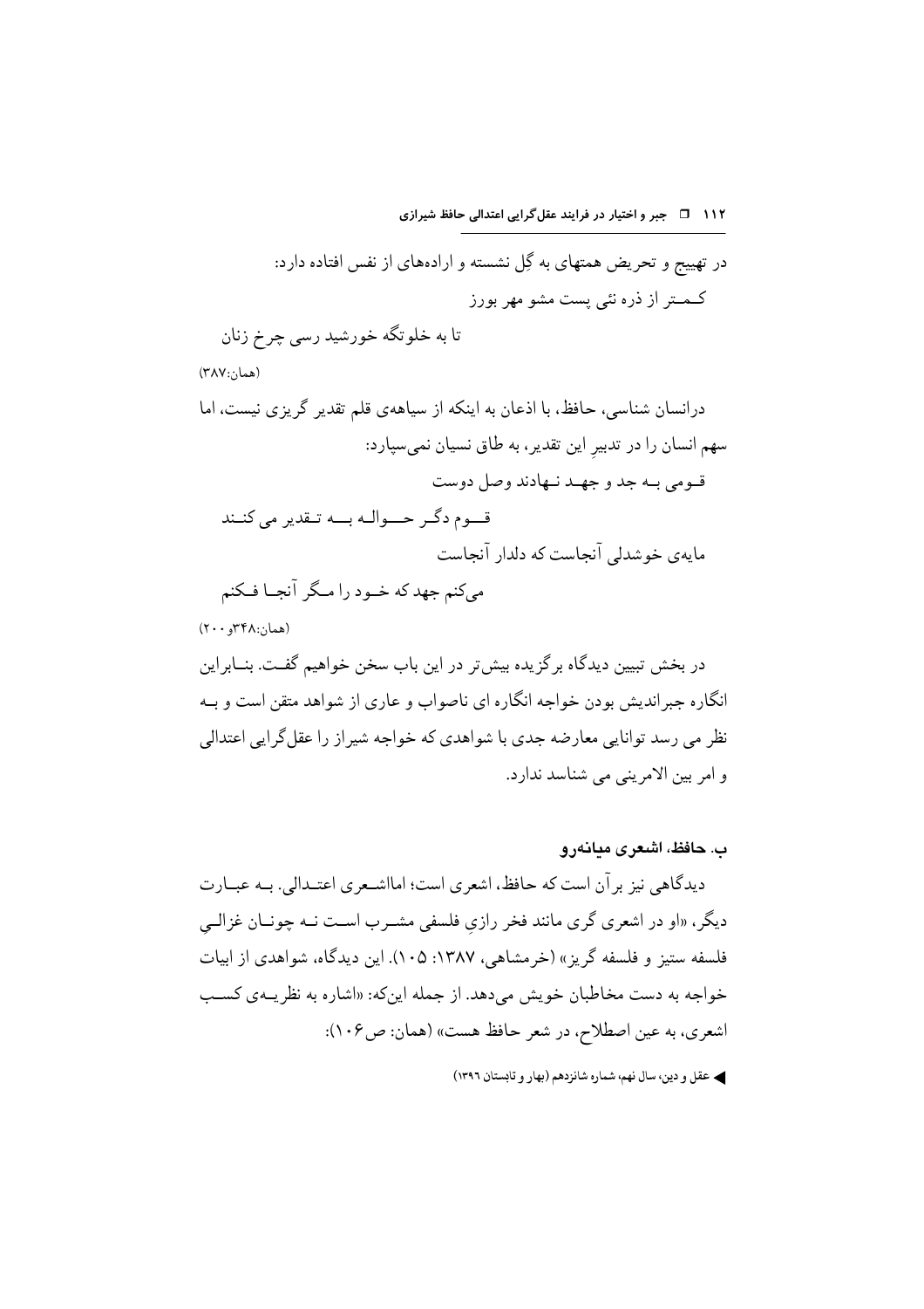در تهییج و تحریض همتهای به گِل نشسته و ارادههای از نفس افتاده دارد:

کـمـتر از ذره نئی پست مشو مهر بورز

تا به خلوتگه خورشید رسی چرخ زنان

(همان:۳۸۷)

درانسان شناسی، حافظ، با اذعان به اینکه از سیاههی قلم تقدیر گریزی نیست، اما سهم انسان را در تدبیرِ این تقدیر، به طاق نسیان نمیسپارد:

قـومی بـه جد و جهـد نـهادند وصل دوست

قـــوم دگـر حـــوالـه بـــه تـقدیر می کنـند

مایهی خوشدلی آنجاست که دلدار آنجاست

میکنم جهد که خـود را مـگر آنجـا فـکنم

(همان:۳۴۸و ۲۰۰)

در بخش تبیین دیدگاه برگزیده بیشتر در این باب سخن خواهیم گفـت. بنـابراین انگاره جبراندیش بودن خواجه انگاره ای ناصواب و عاری از شواهد متقن است و بـه نظر می رسد توانایی معارضه جدی با شواهدی که خواجه شیراز را عقلگرایی اعتدالی و امر بین الامرینی می شناسد ندارد.

## ب. حافظ، اشعری میانهرو

دیدگاهی نیز برآن است که حافظ، اشعری است؛ امااشـعری اعتـدالی. بـه عبـارت دیگر، «او در اشعری گری مانند فخر رازیِ فلسفی مشـرب اسـت نـه چونـان غزالـیِ فلسفه ستیز و فلسفه گریز» (خرمشاهی، ۱۳۸۷: ۱۰۵). این دیدگاه، شواهدی از ابیات خواجه به دست مخاطبان خویش میدهد. از جمله اینکه: «اشاره به نظریـهی کسـب اشعری، به عین اصطلاح، در شعر حافظ هست» (همان: ص۱۰۶):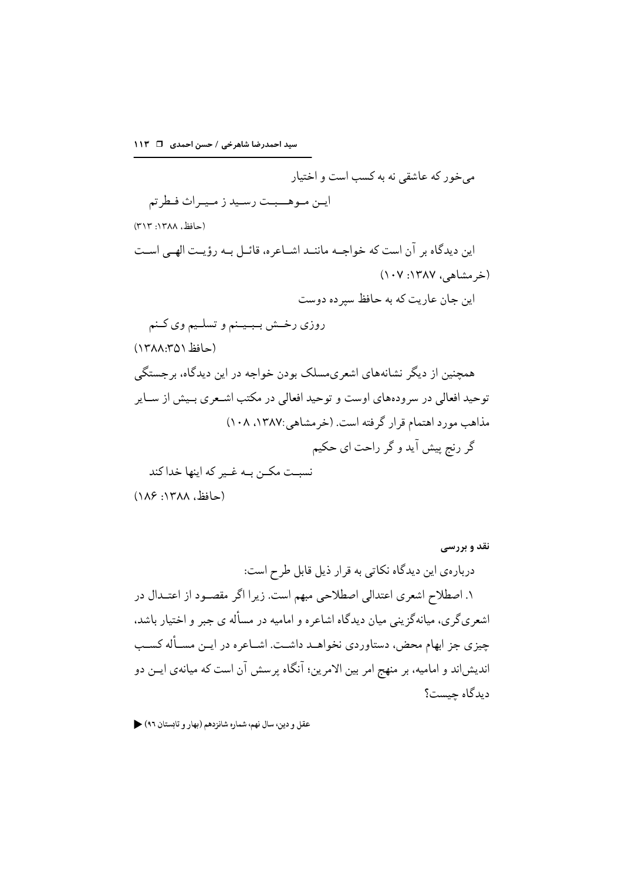می‌خور که عاشقی نه به کسب است و اختیار

این موهبت رسید ز میراث فطرتم

(حافظ، ۱۳۸۸: ۳۱۳)

این دیدگاه بر آن است که خواجه مانند اشاعره، قائل به رؤیت الهی است (خرمشاهی، ۱۳۸۷: ۱۰۷)

این جان عاریت که به حافظ سپرده دوست

روزی رخش ببینم و تسلیم وی کنم

(حافظ ۱۳۸۸:۳۵۱)

همچنین از دیگر نشانه‌های اشعری‌مسلک بودن خواجه در این دیدگاه، برجستگی توحید افعالی در سروده‌های اوست و توحید افعالی در مکتب اشعری بیش از سایر مذاهب مورد اهتمام قرار گرفته است. (خرمشاهی:۱۳۸۷، ۱۰۸)

گر رنج پیش آید و گر راحت ای حکیم

نسبت مکن به غیر که اینها خدا کند

(حافظ، ۱۳۸۸: ۱۸۶)

**نقد و بررسی**

درباره‌ی این دیدگاه نکاتی به قرار ذیل قابل طرح است:

۱. اصطلاح اشعری اعتدالی اصطلاحی مبهم است. زیرا اگر مقصود از اعتدال در اشعری‌گری، میانه‌گزینی میان دیدگاه اشاعره و امامیه در مسأله ی جبر و اختیار باشد، چیزی جز ابهام محض، دستاوردی نخواهد داشت. اشاعره در این مسأله کسب اندیش‌اند و امامیه، بر منهج امر بین الامرین؛ آنگاه پرسش آن است که میانه‌ی این دو دیدگاه چیست؟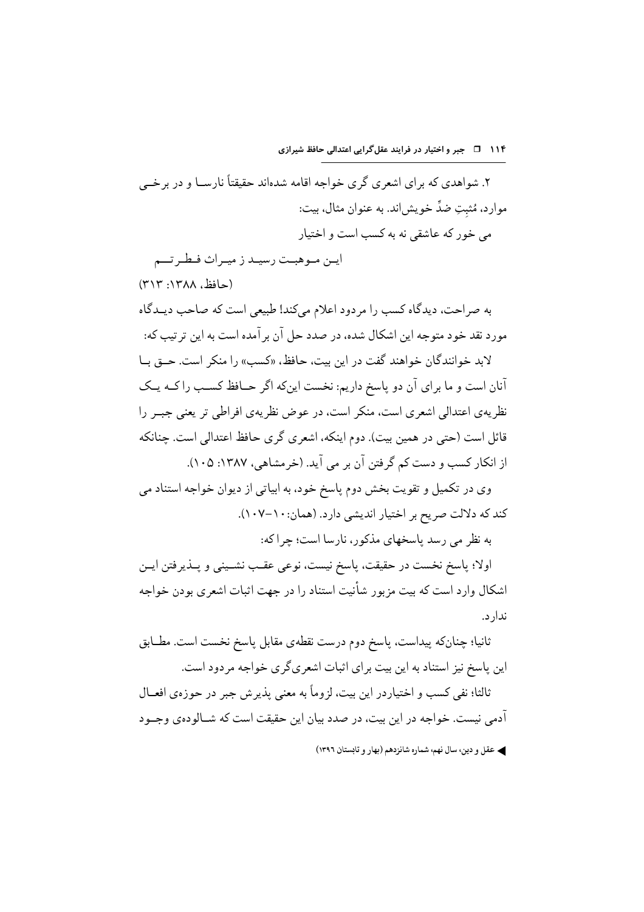۲. شواهدی که برای اشعری گری خواجه اقامه شده‌اند حقیقتاً نارسا و در برخی موارد، مُثبِتِ ضدِّ خویش‌اند. به عنوان مثال، بیت:

می خور که عاشقی نه به کسب است و اختیار

این موهبت رسید ز میراث فطرتم

(حافظ، ۱۳۸۸: ۳۱۳)

به صراحت، دیدگاه کسب را مردود اعلام می‌کند! طبیعی است که صاحب دیدگاه مورد نقد خود متوجه این اشکال شده، در صدد حل آن برآمده است به این ترتیب که:

لابد خوانندگان خواهند گفت در این بیت، حافظ، «کسب» را منکر است. حق با آنان است و ما برای آن دو پاسخ داریم: نخست این‌که اگر حافظ کسب را که یک نظریه‌ی اعتدالی اشعری است، منکر است، در عوض نظریه‌ی افراطی تر یعنی جبر را قائل است (حتی در همین بیت). دوم اینکه، اشعری گری حافظ اعتدالی است. چنانکه از انکار کسب و دست کم گرفتن آن بر می آید. (خرمشاهی، ۱۳۸۷: ۱۰۵).

وی در تکمیل و تقویت بخش دوم پاسخ خود، به ابیاتی از دیوان خواجه استناد می کند که دلالت صریح بر اختیار اندیشی دارد. (همان: ۱۰۰-۱۰۷).

به نظر می رسد پاسخهای مذکور، نارسا است؛ چرا که:

اولا؛ پاسخ نخست در حقیقت، پاسخ نیست، نوعی عقب نشینی و پذیرفتن این اشکال وارد است که بیت مزبور شأنیت استناد را در جهت اثبات اشعری بودن خواجه ندارد.

ثانیا؛ چنان‌که پیداست، پاسخ دوم درست نقطه‌ی مقابل پاسخ نخست است. مطابق این پاسخ نیز استناد به این بیت برای اثبات اشعری‌گری خواجه مردود است.

ثالثا؛ نفی کسب و اختیاردر این بیت، لزوماً به معنی پذیرش جبر در حوزه‌ی افعال آدمی نیست. خواجه در این بیت، در صدد بیان این حقیقت است که شالوده‌ی وجود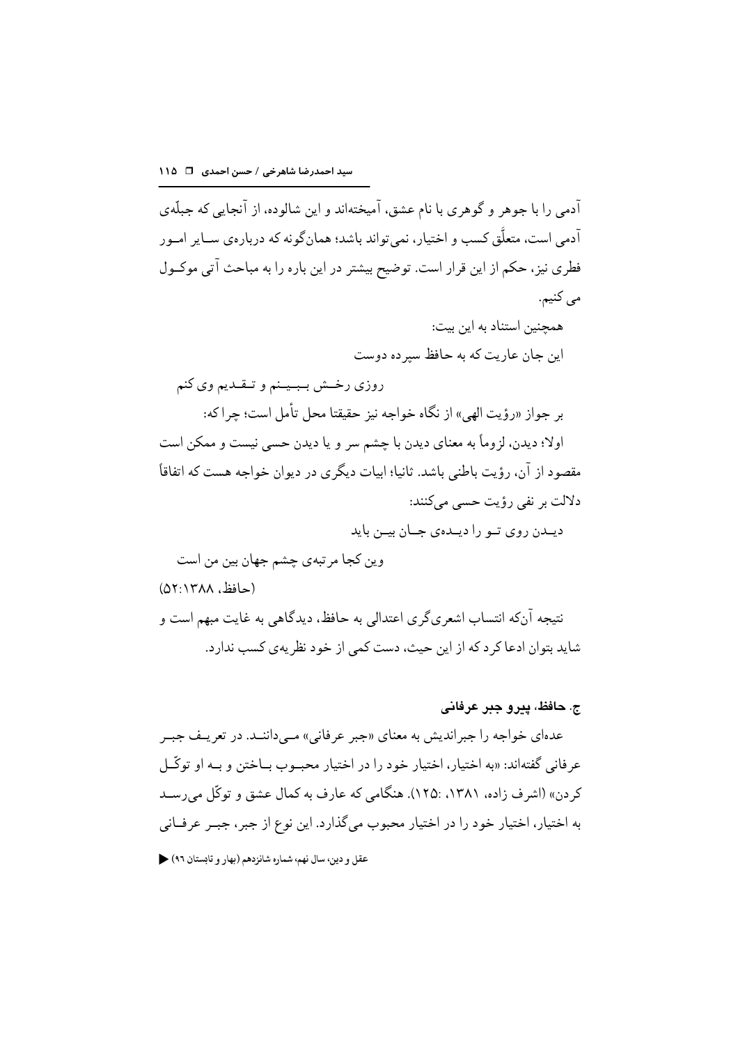آدمی را با جوهر و گوهری با نام عشق، آمیخته‌اند و این شالوده، از آنجایی که جبلّه‌ی آدمی است، متعلَّق کسب و اختیار، نمی‌تواند باشد؛ همان‌گونه که درباره‌ی سایر امور فطری نیز، حکم از این قرار است. توضیح بیشتر در این باره را به مباحث آتی موکول می کنیم.

همچنین استناد به این بیت:

این جان عاریت که به حافظ سپرده دوست

روزی رخش ببینم و تقدیم وی کنم

بر جواز «رؤیت الهی» از نگاه خواجه نیز حقیقتا محل تأمل است؛ چرا که:

اولا؛ دیدن، لزوماً به معنای دیدن با چشم سر و یا دیدن حسی نیست و ممکن است مقصود از آن، رؤیت باطنی باشد. ثانیا؛ ابیات دیگری در دیوان خواجه هست که اتفاقاً دلالت بر نفی رؤیت حسی می‌کنند:

دیدن روی تو را دیده‌ی جان بین باید

وین کجا مرتبه‌ی چشم جهان بین من است

(حافظ، ۱۳۸۸:۵۲)

نتیجه آن‌که انتساب اشعری‌گری اعتدالی به حافظ، دیدگاهی به غایت مبهم است و شاید بتوان ادعا کرد که از این حیث، دست کمی از خود نظریه‌ی کسب ندارد.

### ج. حافظ، پیرو جبر عرفانی

عده‌ای خواجه را جبراندیش به معنای «جبر عرفانی» می‌دانند. در تعریف جبر عرفانی گفته‌اند: «به اختیار، اختیار خود را در اختیار محبوب باختن و به او توکّل کردن» (اشرف زاده، ۱۳۸۱، :۱۲۵). هنگامی که عارف به کمال عشق و توکّل می‌رسد به اختیار، اختیار خود را در اختیار محبوب می‌گذارد. این نوع از جبر، جبر عرفانی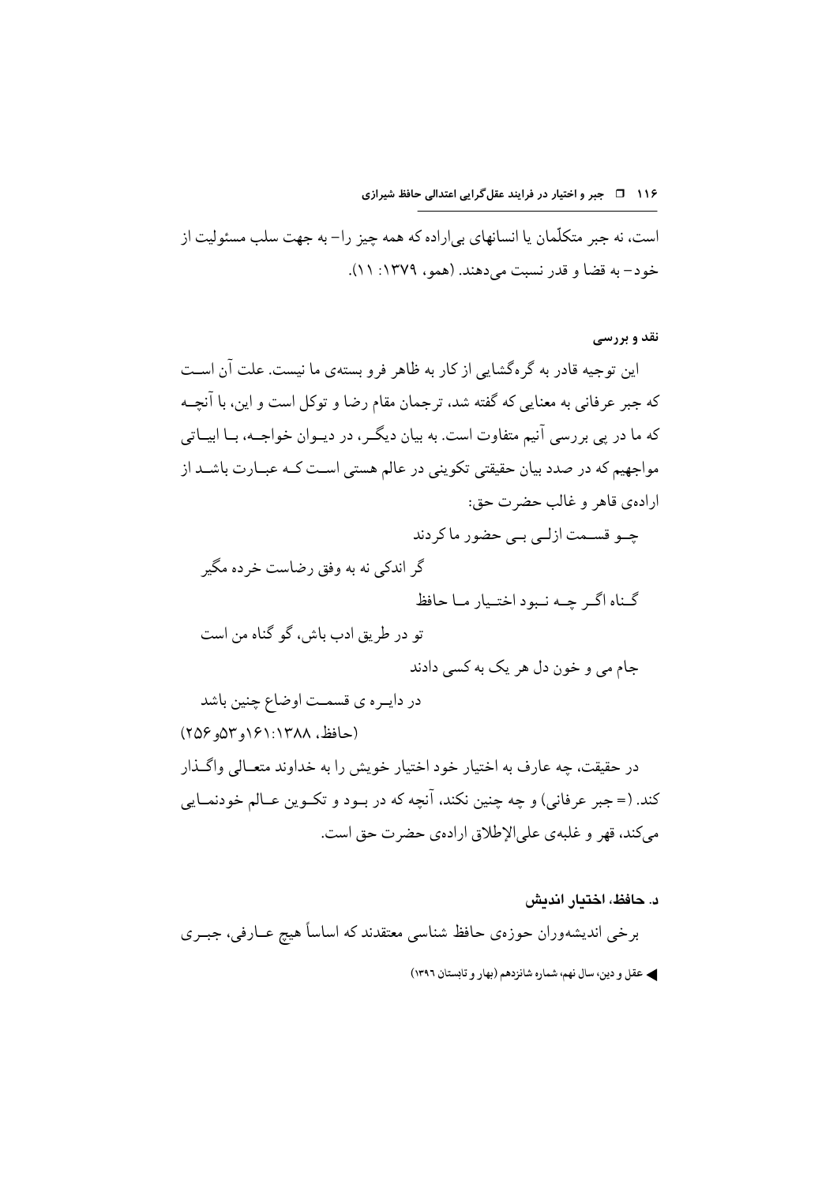است، نه جبر متکلّمان یا انسانهای بی‌اراده که همه چیز را- به جهت سلب مسئولیت از خود- به قضا و قدر نسبت می‌دهند. (همو، ۱۳۷۹: ۱۱).

**نقد و بررسی**

این توجیه قادر به گره‌گشایی از کار به ظاهر فرو بسته‌ی ما نیست. علت آن است که جبر عرفانی به معنایی که گفته شد، ترجمان مقام رضا و توکل است و این، با آنچه که ما در پی بررسی آنیم متفاوت است. به بیان دیگر، در دیوان خواجه، با ابیاتی مواجهیم که در صدد بیان حقیقتی تکوینی در عالم هستی است که عبارت باشد از اراده‌ی قاهر و غالب حضرت حق:

چو قسمت ازلی بی حضور ما کردند
گر اندکی نه به وفق رضاست خرده مگیر

گناه اگر چه نبود اختیار ما حافظ
تو در طریق ادب باش، گو گناه من است

جام می و خون دل هر یک به کسی دادند
در دایره ی قسمت اوضاع چنین باشد

(حافظ، ۱۳۸۸:۱۶۱و۵۳و۲۵۶)

در حقیقت، چه عارف به اختیار خود اختیار خویش را به خداوند متعالی واگذار کند. (= جبر عرفانی) و چه چنین نکند، آنچه که در بود و تکوین عالم خودنمایی می‌کند، قهر و غلبه‌ی علی‌الإطلاق اراده‌ی حضرت حق است.

### د. حافظ، اختیار اندیش

برخی اندیشه‌وران حوزه‌ی حافظ شناسی معتقدند که اساساً هیچ عارفی، جبری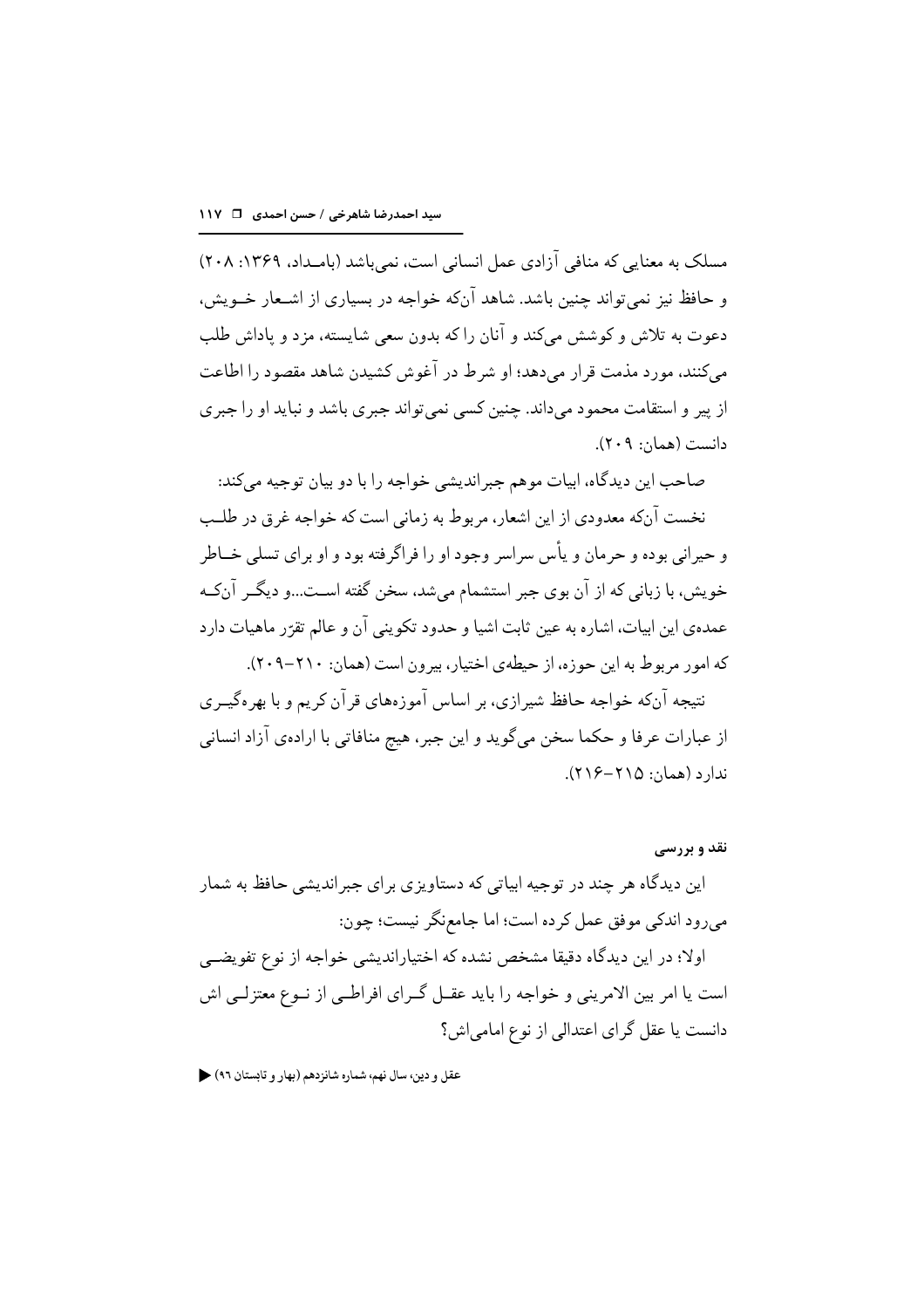مسلک به معنایی که منافی آزادی عمل انسانی است، نمی‌باشد (بامـداد، ۱۳۶۹: ۲۰۸) و حافظ نیز نمی‌تواند چنین باشد. شاهد آن‌که خواجه در بسیاری از اشـعار خـویش، دعوت به تلاش و کوشش می‌کند و آنان را که بدون سعی شایسته، مزد و پاداش طلب می‌کنند، مورد مذمت قرار می‌دهد؛ او شرط در آغوش کشیدن شاهد مقصود را اطاعت از پیر و استقامت محمود می‌داند. چنین کسی نمی‌تواند جبری باشد و نباید او را جبری دانست (همان: ۲۰۹).

صاحب این دیدگاه، ابیات موهم جبراندیشی خواجه را با دو بیان توجیه می‌کند:

نخست آن‌که معدودی از این اشعار، مربوط به زمانی است که خواجه غرق در طلـب و حیرانی بوده و حرمان و یأس سراسر وجود او را فراگرفته بود و او برای تسلی خـاطر خویش، با زبانی که از آن بوی جبر استشمام می‌شد، سخن گفته اسـت...و دیگـر آن‌کـه عمده‌ی این ابیات، اشاره به عین ثابت اشیا و حدود تکوینی آن و عالم تقرّر ماهیات دارد که امور مربوط به این حوزه، از حیطه‌ی اختیار، بیرون است (همان: ۲۱۰-۲۰۹).

نتیجه آن‌که خواجه حافظ شیرازی، بر اساس آموزه‌های قرآن کریم و با بهره‌گیـری از عبارات عرفا و حکما سخن می‌گوید و این جبر، هیچ منافاتی با اراده‌ی آزاد انسانی ندارد (همان: ۲۱۵-۲۱۶).

#### نقد و بررسی

این دیدگاه هر چند در توجیه ابیاتی که دستاویزی برای جبراندیشی حافظ به شمار می‌رود اندکی موفق عمل کرده است؛ اما جامع‌نگر نیست؛ چون:

اولا؛ در این دیدگاه دقیقا مشخص نشده که اختیاراندیشی خواجه از نوع تفویضـی است یا امر بین الامرینی و خواجه را باید عقـل گـرای افراطـی از نـوع معتزلـی اش دانست یا عقل گرای اعتدالی از نوع امامی‌اش؟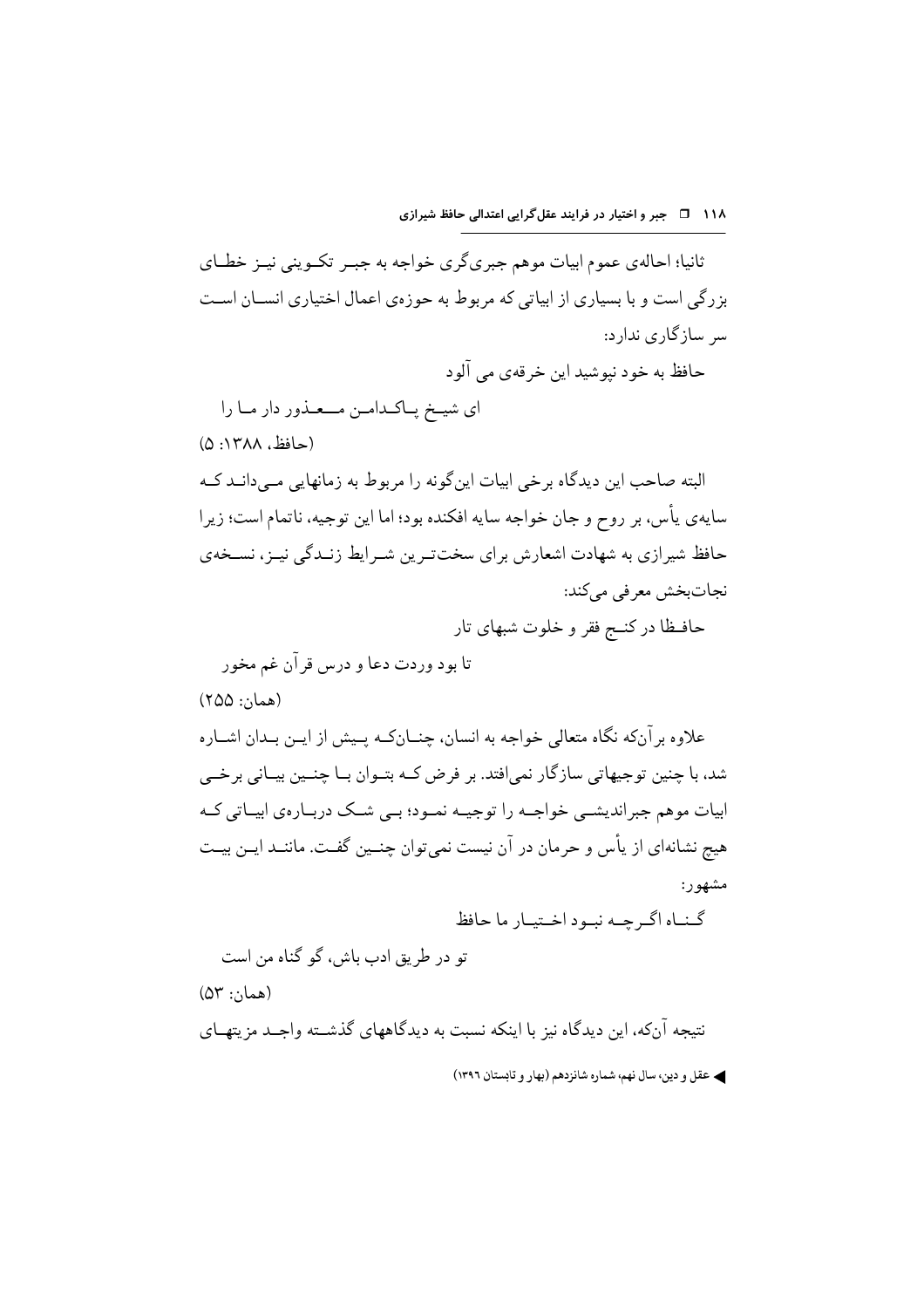ثانیا؛ احاله‌ی عموم ابیات موهم جبری‌گری خواجه به جبـر تکـوینی نیـز خطـای بزرگی است و با بسیاری از ابیاتی که مربوط به حوزه‌ی اعمال اختیاری انسـان اسـت سر سازگاری ندارد:

حافظ به خود نپوشید این خرقه‌ی می آلود

ای شیـخ پـاکـدامـن مـعـذور دار مـا را

(حافظ، ۱۳۸۸: ۵)

البته صاحب این دیدگاه برخی ابیات این‌گونه را مربوط به زمانهایی مـی‌دانـد کـه سایه‌ی یأس، بر روح و جان خواجه سایه افکنده بود؛ اما این توجیه، ناتمام است؛ زیرا حافظ شیرازی به شهادت اشعارش برای سخت‌تـرین شـرایط زنـدگی نیـز، نسـخه‌ی نجات‌بخش معرفی می‌کند:

حافـظا در کنـج فقر و خلوت شبهای تار

تا بود وردت دعا و درس قرآن غم مخور

(همان: ۲۵۵)

علاوه برآنکه نگاه متعالی خواجه به انسان، چنـانکـه پـیش از ایـن بـدان اشـاره شد، با چنین توجیهاتی سازگار نمی‌افتد. بر فرض کـه بتـوان بـا چنـین بیـانی برخـی ابیات موهم جبراندیشـی خواجـه را توجیـه نمـود؛ بـی شـک دربـاره‌ی ابیـاتی کـه هیچ نشانه‌ای از یأس و حرمان در آن نیست نمی‌توان چنـین گفـت. ماننـد ایـن بیـت مشهور:

گـنـاه اگـرچـه نبـود اخـتیـار ما حافظ

تو در طریق ادب باش، گو گناه من است

(همان: ۵۳)

نتیجه آنکه، این دیدگاه نیز با اینکه نسبت به دیدگاههای گذشـته واجـد مزیتهـای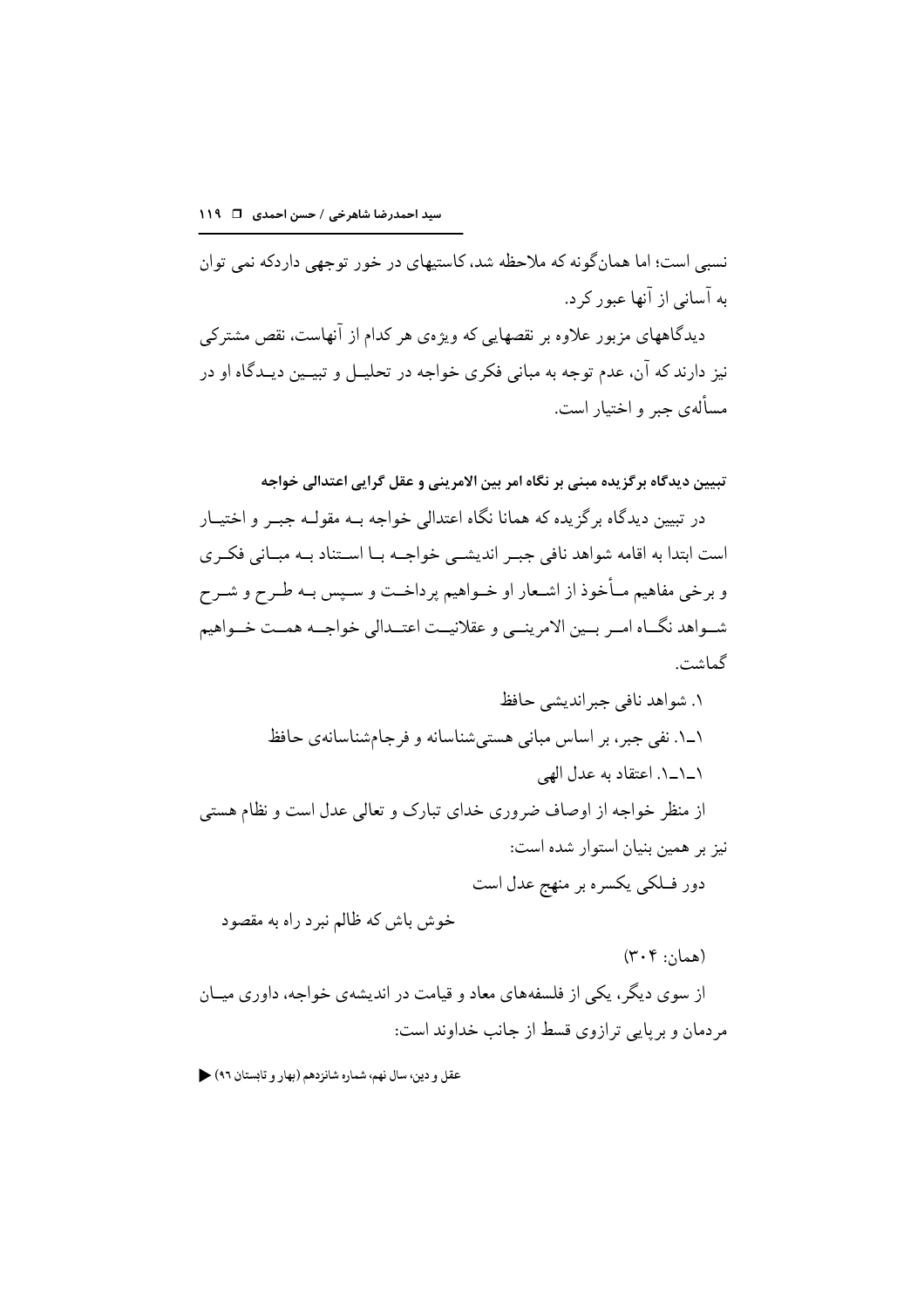نسبی است؛ اما همان‌گونه که ملاحظه شد، کاستیهای در خور توجهی داردکه نمی توان به آسانی از آنها عبور کرد.

دیدگاههای مزبور علاوه بر نقصهایی که ویژه‌ی هر کدام از آنهاست، نقص مشترکی نیز دارند که آن، عدم توجه به مبانی فکری خواجه در تحلیل و تبیین دیدگاه او در مسأله‌ی جبر و اختیار است.

### تبیین دیدگاه برگزیده مبنی بر نگاه امر بین الامرینی و عقل گرایی اعتدالی خواجه

در تبیین دیدگاه برگزیده که همانا نگاه اعتدالی خواجه به مقوله جبر و اختیار است ابتدا به اقامه شواهد نافی جبر اندیشی خواجه با استناد به مبانی فکری و برخی مفاهیم مأخوذ از اشعار او خواهیم پرداخت و سپس به طرح و شرح شواهد نگاه امر بین الامرینی و عقلانیت اعتدالی خواجه همت خواهیم گماشت.

۱. شواهد نافی جبراندیشی حافظ

۱ـ۱. نفی جبر، بر اساس مبانی هستی‌شناسانه و فرجام‌شناسانه‌ی حافظ

۱ـ۱ـ۱. اعتقاد به عدل الهی

از منظر خواجه از اوصاف ضروری خدای تبارک و تعالی عدل است و نظام هستی نیز بر همین بنیان استوار شده است:

دور فلکی یکسره بر منهج عدل است

خوش باش که ظالم نبرد راه به مقصود

(همان: ۳۰۴)

از سوی دیگر، یکی از فلسفه‌های معاد و قیامت در اندیشه‌ی خواجه، داوری میان مردمان و برپایی ترازوی قسط از جانب خداوند است: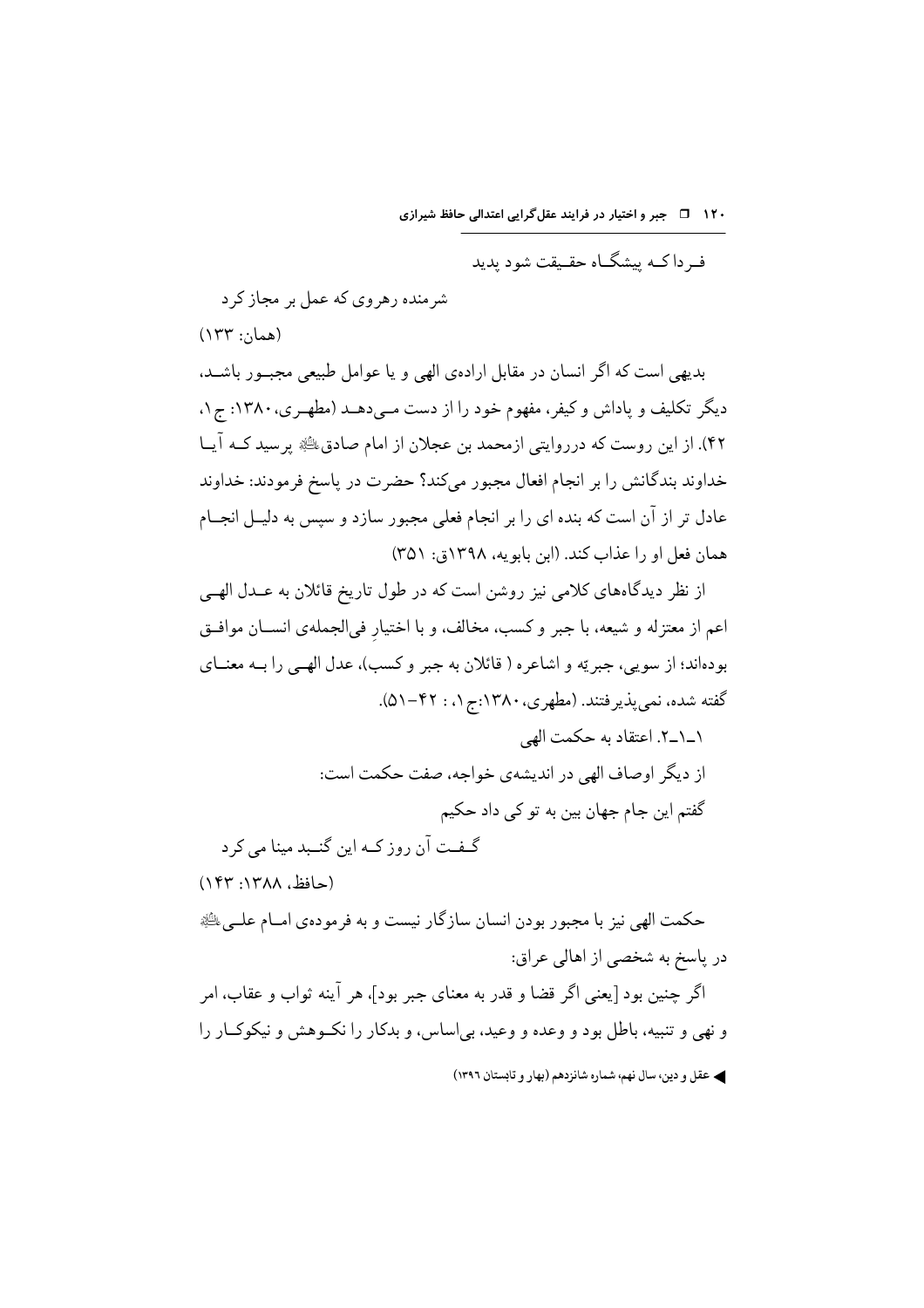فردا که پیشگاه حقیقت شود پدید

شرمنده رهروی که عمل بر مجاز کرد

(همان: ۱۳۳)

بدیهی است که اگر انسان در مقابل اراده‌ی الهی و یا عوامل طبیعی مجبور باشد، دیگر تکلیف و پاداش و کیفر، مفهوم خود را از دست می‌دهد (مطهری، ۱۳۸۰: ج ۱، ۴۲). از این روست که درروایتی ازمحمد بن عجلان از امام صادق علیه السلام پرسید که آیا خداوند بندگانش را بر انجام افعال مجبور می‌کند؟ حضرت در پاسخ فرمودند: خداوند عادل تر از آن است که بنده ای را بر انجام فعلی مجبور سازد و سپس به دلیل انجام همان فعل او را عذاب کند. (ابن بابویه، ۱۳۹۸ق: ۳۵۱)

از نظر دیدگاه‌های کلامی نیز روشن است که در طول تاریخ قائلان به عدل الهی اعم از معتزله و شیعه، با جبر و کسب، مخالف، و با اختیارِ فی‌الجمله‌ی انسان موافق بوده‌اند؛ از سویی، جبریّه و اشاعره ( قائلان به جبر و کسب)، عدل الهی را به معنای گفته شده، نمی‌پذیرفتند. (مطهری، ۱۳۸۰:ج ۱، : ۴۲-۵۱).

۱ـ۱ـ۲. اعتقاد به حکمت الهی

از دیگر اوصاف الهی در اندیشه‌ی خواجه، صفت حکمت است:

گفتم این جام جهان بین به تو کی داد حکیم

گفت آن روز که این گنبد مینا می کرد

(حافظ، ۱۳۸۸: ۱۴۳)

حکمت الهی نیز با مجبور بودن انسان سازگار نیست و به فرموده‌ی امام علی علیه السلام در پاسخ به شخصی از اهالی عراق:

اگر چنین بود [یعنی اگر قضا و قدر به معنای جبر بود]، هر آینه ثواب و عقاب، امر و نهی و تنبیه، باطل بود و وعده و وعید، بی‌اساس، و بدکار را نکوهش و نیکوکار را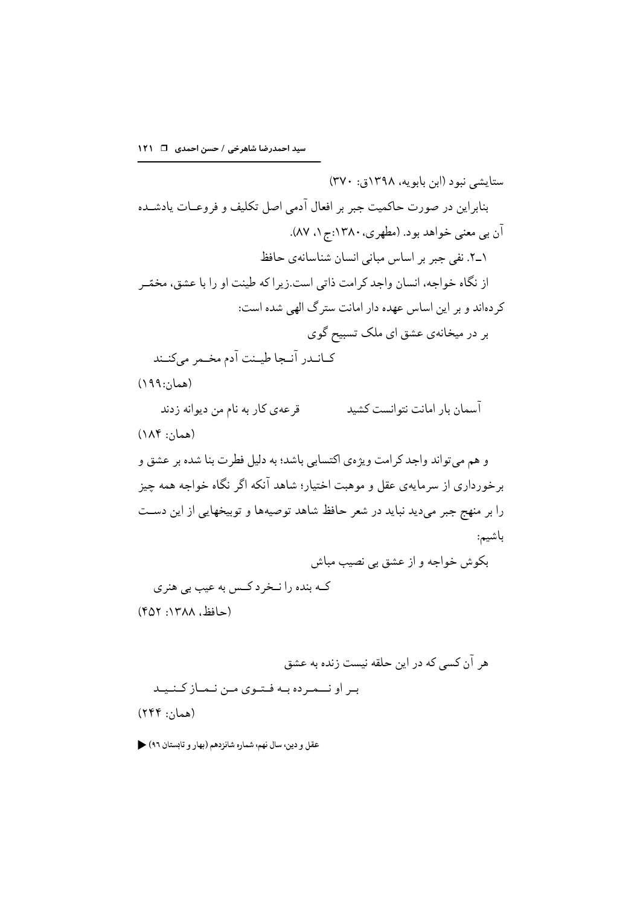ستایشی نبود (ابن بابویه، ۱۳۹۸ق: ۳۷۰)

بنابراین در صورت حاکمیت جبر بر افعال آدمی اصل تکلیف و فروعـات یادشـده آن بی معنی خواهد بود. (مطهری، ۱۳۸۰:ج۱، ۸۷).

۱ـ۲. نفی جبر بر اساس مبانی انسان شناسانه‌ی حافظ

از نگاه خواجه، انسان واجد کرامت ذاتی است.زیرا که طینت او را با عشق، مخمّـر کرده‌اند و بر این اساس عهده دار امانت سترگ الهی شده است:

بر در میخانه‌ی عشق ای ملک تسبیح گوی

کـانـدر آنـجا طیـنت آدم مخـمر می‌کنـند

(همان:۱۹۹)

آسمان بار امانت نتوانست کشید &nbsp;&nbsp;&nbsp;&nbsp;&nbsp;&nbsp;&nbsp;&nbsp; قرعه‌ی کار به نام من دیوانه زدند

(همان: ۱۸۴)

و هم می‌تواند واجد کرامت ویژه‌ی اکتسابی باشد؛ به دلیل فطرت بنا شده بر عشق و برخورداری از سرمایه‌ی عقل و موهبت اختیار؛ شاهد آنکه اگر نگاه خواجه همه چیز را بر منهج جبر می‌دید نباید در شعر حافظ شاهد توصیه‌ها و توبیخهایی از این دسـت باشیم:

بکوش خواجه و از عشق بی نصیب مباش

کـه بنده را نـخرد کـس به عیب بی هنری

(حافظ، ۱۳۸۸: ۴۵۲)

هر آن کسی که در این حلقه نیست زنده به عشق

بـر او نـــمـرده بـه فـتـوی مـن نـمـاز کـنـیـد

(همان: ۲۴۴)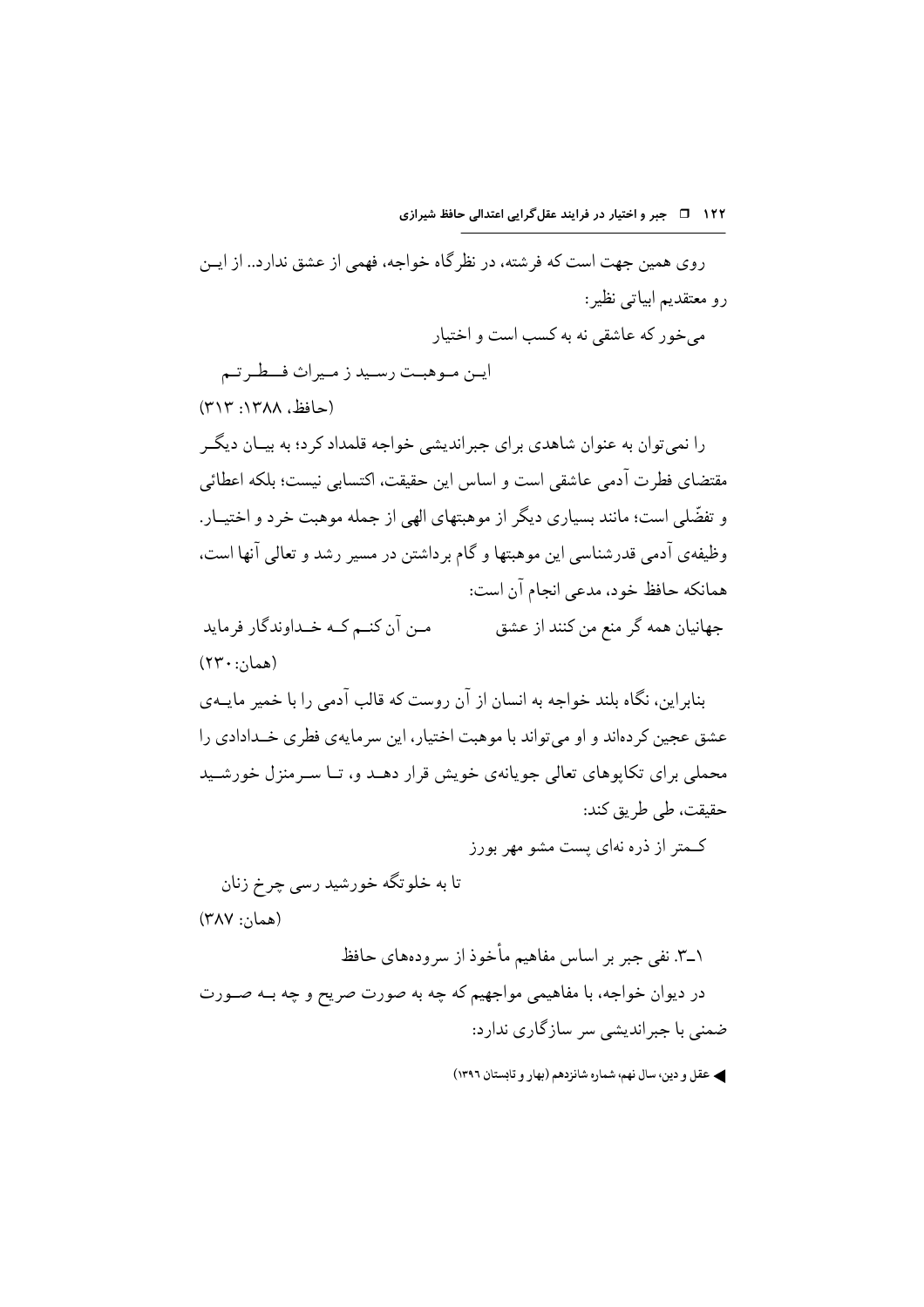روی همین جهت است که فرشته، در نظرگاه خواجه، فهمی از عشق ندارد.. از ایـن رو معتقدیم ابیاتی نظیر:

می‌خور که عاشقی نه به کسب است و اختیار

ایـن مـوهبـت رسـید ز مـیراث فـطـرتـم

(حافظ، ۱۳۸۸: ۳۱۳)

را نمی‌توان به عنوان شاهدی برای جبراندیشی خواجه قلمداد کرد؛ به بیـان دیگـر مقتضای فطرت آدمی عاشقی است و اساس این حقیقت، اکتسابی نیست؛ بلکه اعطائی و تفضّلی است؛ مانند بسیاری دیگر از موهبتهای الهی از جمله موهبت خرد و اختیـار. وظیفه‌ی آدمی قدرشناسی این موهبتها و گام برداشتن در مسیر رشد و تعالی آنها است، همانکه حافظ خود، مدعی انجام آن است:

جهانیان همه گر منع من کنند از عشق          مـن آن کنـم کـه خـداوندگار فرماید

(همان: ۲۳۰)

بنابراین، نگاه بلند خواجه به انسان از آن روست که قالب آدمی را با خمیر مایـه‌ی عشق عجین کرده‌اند و او می‌تواند با موهبت اختیار، این سرمایه‌ی فطری خـدادادی را محملی برای تکاپوهای تعالی جویانه‌ی خویش قرار دهـد و، تـا سـرمنزل خورشـید حقیقت، طی طریق کند:

کـمتر از ذره نه‌ای پست مشو مهر بورز

تا به خلوتگه خورشید رسی چرخ زنان

(همان: ۳۸۷)

### ۱ـ۳. نفی جبر بر اساس مفاهیم مأخوذ از سروده‌های حافظ

در دیوان خواجه، با مفاهیمی مواجهیم که چه به صورت صریح و چه بـه صـورت ضمنی با جبراندیشی سر سازگاری ندارد: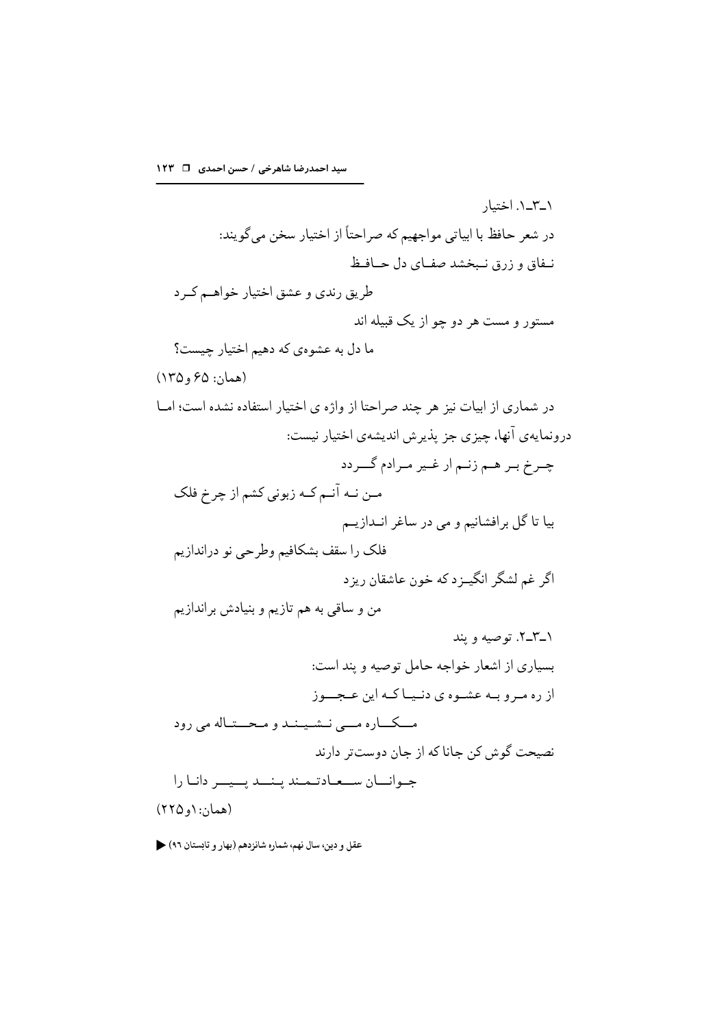۱ـ۳ـ۱. اختیار

در شعر حافظ با ابیاتی مواجهیم که صراحتاً از اختیار سخن می‌گویند:

نفاق و زرق نبخشد صفای دل حافظ
طریق رندی و عشق اختیار خواهم کرد

مستور و مست هر دو چو از یک قبیله اند
ما دل به عشوه‌ی که دهیم اختیار چیست؟

(همان: ۶۵ و۱۳۵)

در شماری از ابیات نیز هر چند صراحتا از واژه ی اختیار استفاده نشده است؛ اما درونمایه‌ی آنها، چیزی جز پذیرش اندیشه‌ی اختیار نیست:

چرخ بر هم زنم ار غیر مرادم گردد
من نه آنم که زبونی کشم از چرخ فلک

بیا تا گل برافشانیم و می در ساغر اندازیم
فلک را سقف بشکافیم وطرحی نو دراندازیم

اگر غم لشگر انگیزد که خون عاشقان ریزد
من و ساقی به هم تازیم و بنیادش براندازیم

۱ـ۳ـ۲. توصیه و پند

بسیاری از اشعار خواجه حامل توصیه و پند است:

از ره مرو به عشوه ی دنیا که این عجوز
مکاره می نشیند و محتاله می رود

نصیحت گوش کن جانا که از جان دوست‌تر دارند
جوانان سعادتمند پند پیر دانا را

(همان: ۱و۲۲۵)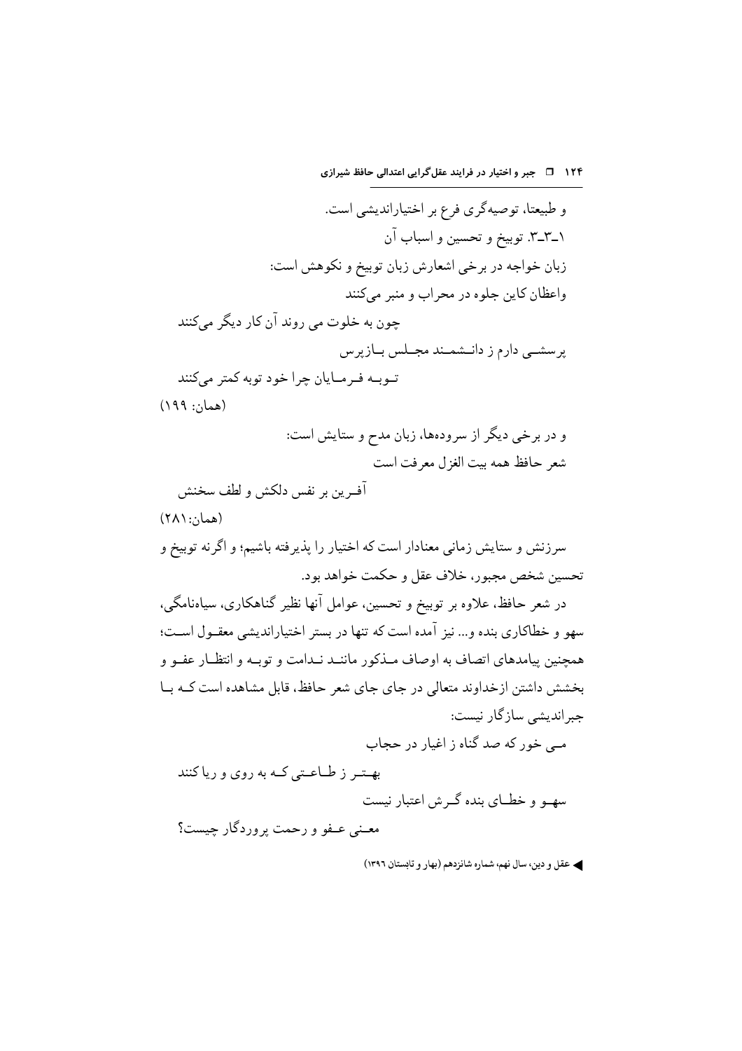و طبیعتا، توصیه‌گری فرع بر اختیاراندیشی است.

### ۱ـ۳ـ۳. توبیخ و تحسین و اسباب آن

زبان خواجه در برخی اشعارش زبان توبیخ و نکوهش است:

واعظان کاین جلوه در محراب و منبر می‌کنند
چون به خلوت می روند آن کار دیگر می‌کنند
پرسشــی دارم ز دانــشمـند مجــلس بــازپرس
تــوبـه فـرمـایان چرا خود توبه کمتر می‌کنند

(همان: ۱۹۹)

و در برخی دیگر از سروده‌ها، زبان مدح و ستایش است:

شعر حافظ همه بیت الغزل معرفت است
آفـرین بر نفس دلکش و لطف سخنش

(همان: ۲۸۱)

سرزنش و ستایش زمانی معنادار است که اختیار را پذیرفته باشیم؛ و اگرنه توبیخ و تحسین شخص مجبور، خلاف عقل و حکمت خواهد بود.

در شعر حافظ، علاوه بر توبیخ و تحسین، عوامل آنها نظیر گناهکاری، سیاه‌نامگی، سهو و خطاکاری بنده و... نیز آمده است که تنها در بستر اختیاراندیشی معقـول اسـت؛ همچنین پیامدهای اتصاف به اوصاف مـذکور مانند نـدامت و توبـه و انتظـار عفـو و بخشش داشتن ازخداوند متعالی در جای جای شعر حافظ، قابل مشاهده است کـه بـا جبراندیشی سازگار نیست:

مـی خور که صد گناه ز اغیار در حجاب
بهـتـر ز طـاعـتی کـه به روی و ریا کنند
سهـو و خطـای بنده گـرش اعتبار نیست
معـنی عـفو و رحمت پروردگار چیست؟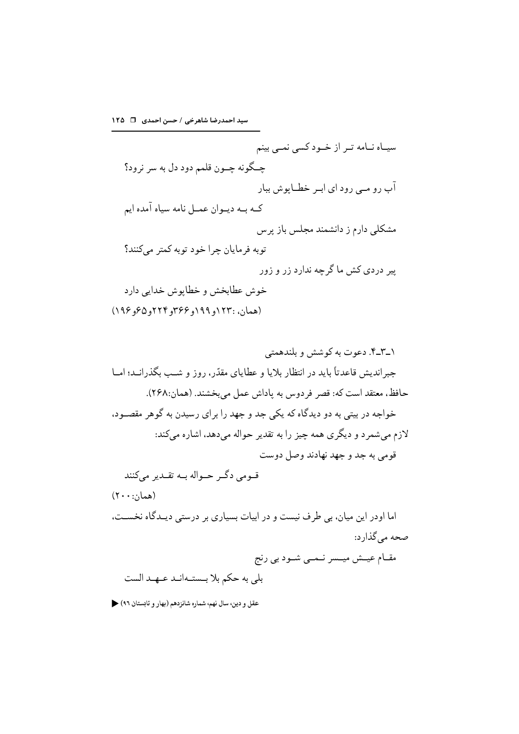سیـاه نـامه تـر از خـود کسی نمـی بینم

چـگونه چـون قلمم دود دل به سر نرود؟

آب رو مـی رود ای ابـر خطـاپوش ببار

کـه بـه دیـوان عمـل نامه سیاه آمده ایم

مشکلی دارم ز دانشمند مجلس باز پرس

توبه فرمایان چرا خود توبه کمتر می‌کنند؟

پیر دردی کش ما گرچه ندارد زر و زور

خوش عطابخش و خطاپوش خدایی دارد

(همان، :۱۲۳و۱۹۹و۳۶۶و۲۲۴و۶۵و۱۹۶)

### ۱ـ۳ـ۴. دعوت به کوشش و بلندهمتی

جبراندیش قاعدتاً باید در انتظار بلایا و عطایای مقدّر، روز و شـب بگذرانـد؛ امـا حافظ، معتقد است که: قصر فردوس به پاداش عمل می‌بخشند. (همان:۲۶۸).

خواجه در بیتی به دو دیدگاه که یکی جد و جهد را برای رسیدن به گوهر مقصـود، لازم می‌شمرد و دیگری همه چیز را به تقدیر حواله می‌دهد، اشاره می‌کند:

قومی به جد و جهد نهادند وصل دوست

قـومی دگـر حـواله بـه تقـدیر می‌کنند

(همان:۲۰۰)

اما اودر این میان، بی طرف نیست و در ابیات بسیاری بر درستی دیـدگاه نخسـت، صحه می‌گذارد:

مقـام عیـش میـسر نـمـی شـود بی رنج

بلی به حکم بلا بـستـه‌انـد عـهـد الست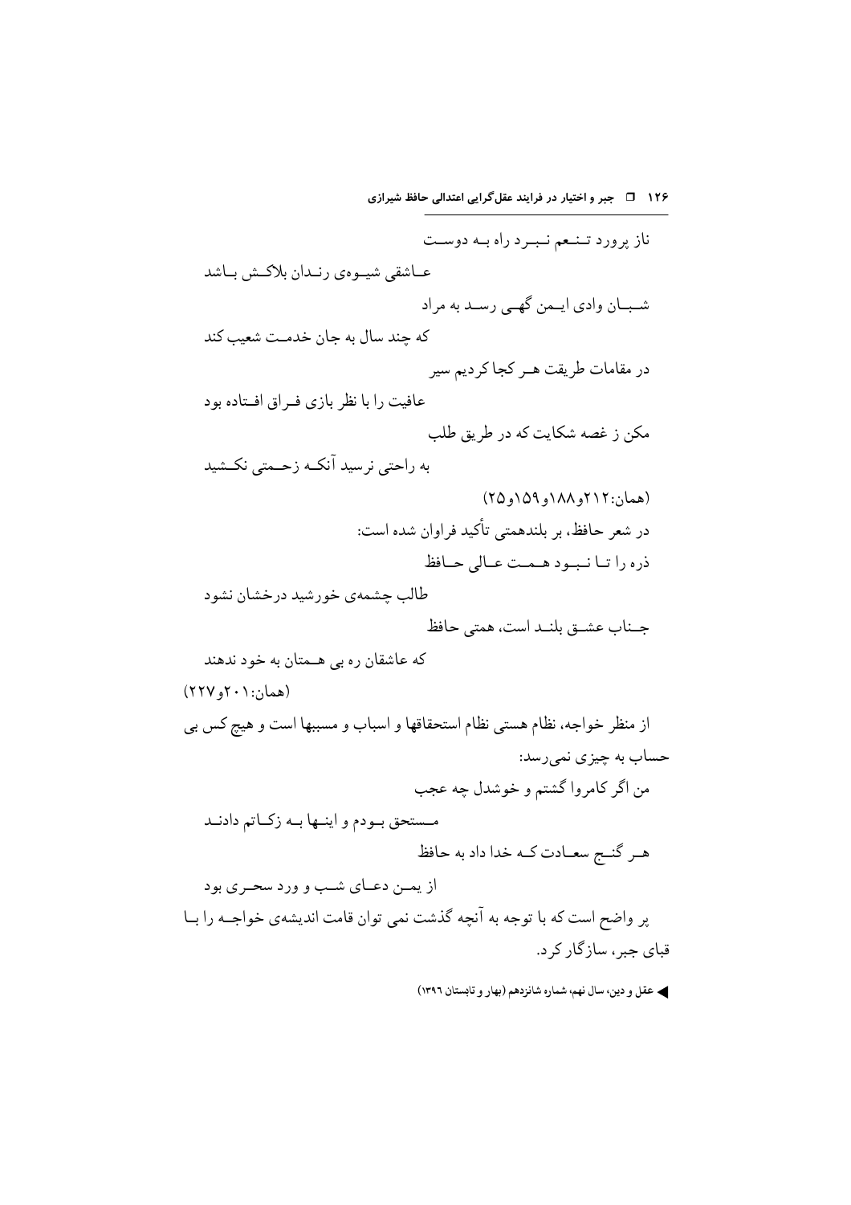ناز پرورد تنعم نبرد راه به دوست

عاشقی شیوه‌ی رندان بلاکش باشد

شبان وادی ایمن گهی رسد به مراد

که چند سال به جان خدمت شعیب کند

در مقامات طریقت هر کجا کردیم سیر

عافیت را با نظر بازی فراق افتاده بود

مکن ز غصه شکایت که در طریق طلب

به راحتی نرسید آنکه زحمتی نکشید

(همان:۲۱۲و۱۸۸و۱۵۹و۲۵)

در شعر حافظ، بر بلندهمتی تأکید فراوان شده است:

ذره را تا نبود همت عالی حافظ

طالب چشمه‌ی خورشید درخشان نشود

جناب عشق بلند است، همتی حافظ

که عاشقان ره بی همتان به خود ندهند

(همان:۲۰۱و۲۲۷)

از منظر خواجه، نظام هستی نظام استحقاقها و اسباب و مسببها است و هیچ کس بی حساب به چیزی نمی‌رسد:

من اگر کامروا گشتم و خوشدل چه عجب

مستحق بودم و اینها به زکاتم دادند

هر گنج سعادت که خدا داد به حافظ

از یمن دعای شب و ورد سحری بود

پر واضح است که با توجه به آنچه گذشت نمی توان قامت اندیشه‌ی خواجه را با قبای جبر، سازگار کرد.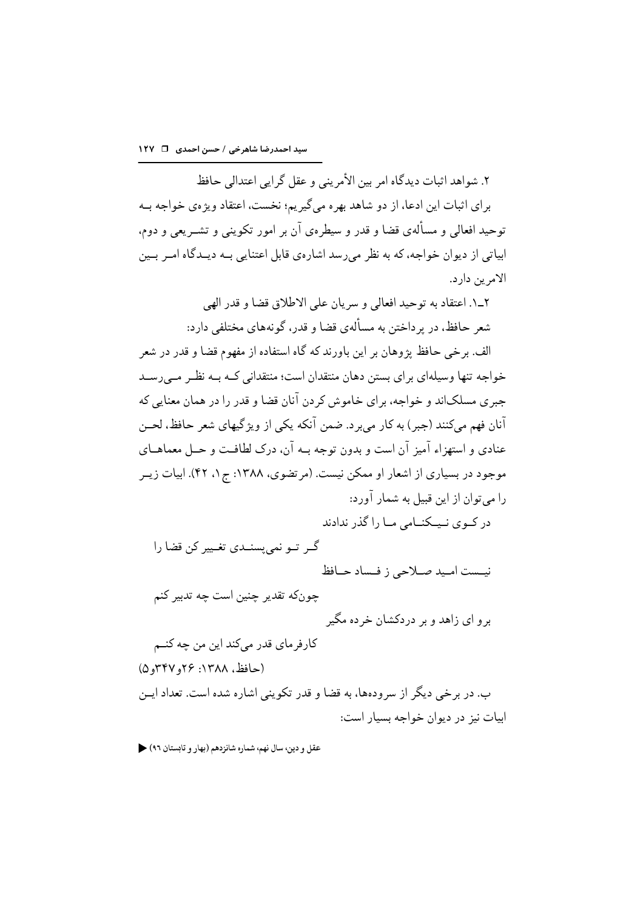۲. شواهد اثبات دیدگاه امر بین الأمرینی و عقل گرایی اعتدالی حافظ

برای اثبات این ادعا، از دو شاهد بهره می‌گیریم؛ نخست، اعتقاد ویژه‌ی خواجه بـه توحید افعالی و مسأله‌ی قضا و قدر و سیطره‌ی آن بر امور تکوینی و تشـریعی و دوم، ابیاتی از دیوان خواجه، که به نظر می‌رسد اشاره‌ی قابل اعتنایی بـه دیـدگاه امـر بـین الامرین دارد.

۲ـ۱. اعتقاد به توحید افعالی و سریان علی الاطلاق قضا و قدر الهی

شعر حافظ، در پرداختن به مسأله‌ی قضا و قدر، گونه‌های مختلفی دارد:

الف. برخی حافظ پژوهان بر این باورند که گاه استفاده از مفهوم قضا و قدر در شعر خواجه تنها وسیله‌ای برای بستن دهان منتقدان است؛ منتقدانی کـه بـه نظـر مـی‌رسـد جبری مسلک‌اند و خواجه، برای خاموش کردن آنان قضا و قدر را در همان معنایی که آنان فهم می‌کنند (جبر) به کار می‌برد. ضمن آنکه یکی از ویژگیهای شعر حافظ، لحـن عنادی و استهزاء آمیز آن است و بدون توجه بـه آن، درک لطافـت و حـل معماهـای موجود در بسیاری از اشعار او ممکن نیست. (مرتضوی، ۱۳۸۸: ج۱، ۴۲). ابیات زیـر را می‌توان از این قبیل به شمار آورد:

در کـوی نـیـکنـامی مـا را گذر ندادند
گـر تـو نمی‌پسنـدی تغـییر کن قضا را

نیـست امـید صـلاحی ز فـساد حـافظ
چونکه تقدیر چنین است چه تدبیر کنم

برو ای زاهد و بر دردکشان خرده مگیر
کارفرمای قدر می‌کند این من چه کنـم

(حافظ، ۱۳۸۸: ۲۶و۳۴۷و۵)

ب. در برخی دیگر از سروده‌ها، به قضا و قدر تکوینی اشاره شده است. تعداد ایـن ابیات نیز در دیوان خواجه بسیار است: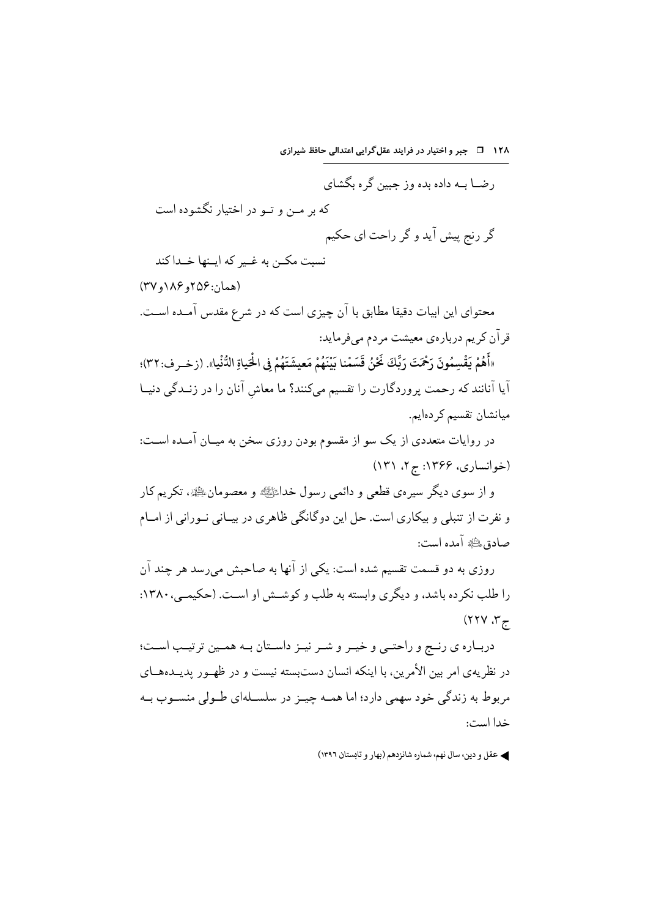رضــا بــه داده بده وز جبین گره بگشای

که بر مــن و تــو در اختیار نگشوده است

گر رنج پیش آید و گر راحت ای حکیم

نسبت مکــن به غـیر که ایــنها خــدا کند

(همان:۲۵۶و۱۸۶و۳۷)

محتوای این ابیات دقیقا مطابق با آن چیزی است که در شرع مقدس آمـده اسـت. قرآن کریم درباره‌ی معیشت مردم می‌فرماید:

«أَهُمْ يَقْسِمُونَ رَحْمَتَ رَبِّكَ نَحْنُ قَسَمْنا بَيْنَهُمْ مَعيشَتَهُمْ فِي الْحَياةِ الدُّنْيا». (زخـرف:۳۲)؛ آیا آنانند که رحمت پروردگارت را تقسیم می‌کنند؟ ما معاشِ آنان را در زنـدگی دنیـا میانشان تقسیم کرده‌ایم.

در روایات متعددی از یک سو از مقسوم بودن روزی سخن به میـان آمـده اسـت: (خوانساری، ۱۳۶۶: ج۲، ۱۳۱)

و از سوی دیگر سیره‌ی قطعی و دائمی رسول خدا ﷺ و معصومان علیهم السلام، تکریم کار و نفرت از تنبلی و بیکاری است. حل این دوگانگی ظاهری در بیـانی نـورانی از امـام صادق علیه السلام آمده است:

روزی به دو قسمت تقسیم شده است: یکی از آنها به صاحبش می‌رسد هر چند آن را طلب نکرده باشد، و دیگری وابسته به طلب و کوشـش او اسـت. (حکیمـی، ۱۳۸۰: ج۳، ۲۲۷)

دربـاره ی رنـج و راحتـی و خیـر و شـر نیـز داسـتان بـه همـین ترتیـب اسـت؛ در نظریه‌ی امر بین الأمرین، با اینکه انسان دست‌بسته نیست و در ظهـور پدیـده‌هـای مربوط به زندگی خود سهمی دارد؛ اما همـه چیـز در سلسـله‌ای طـولی منسـوب بـه خدا است: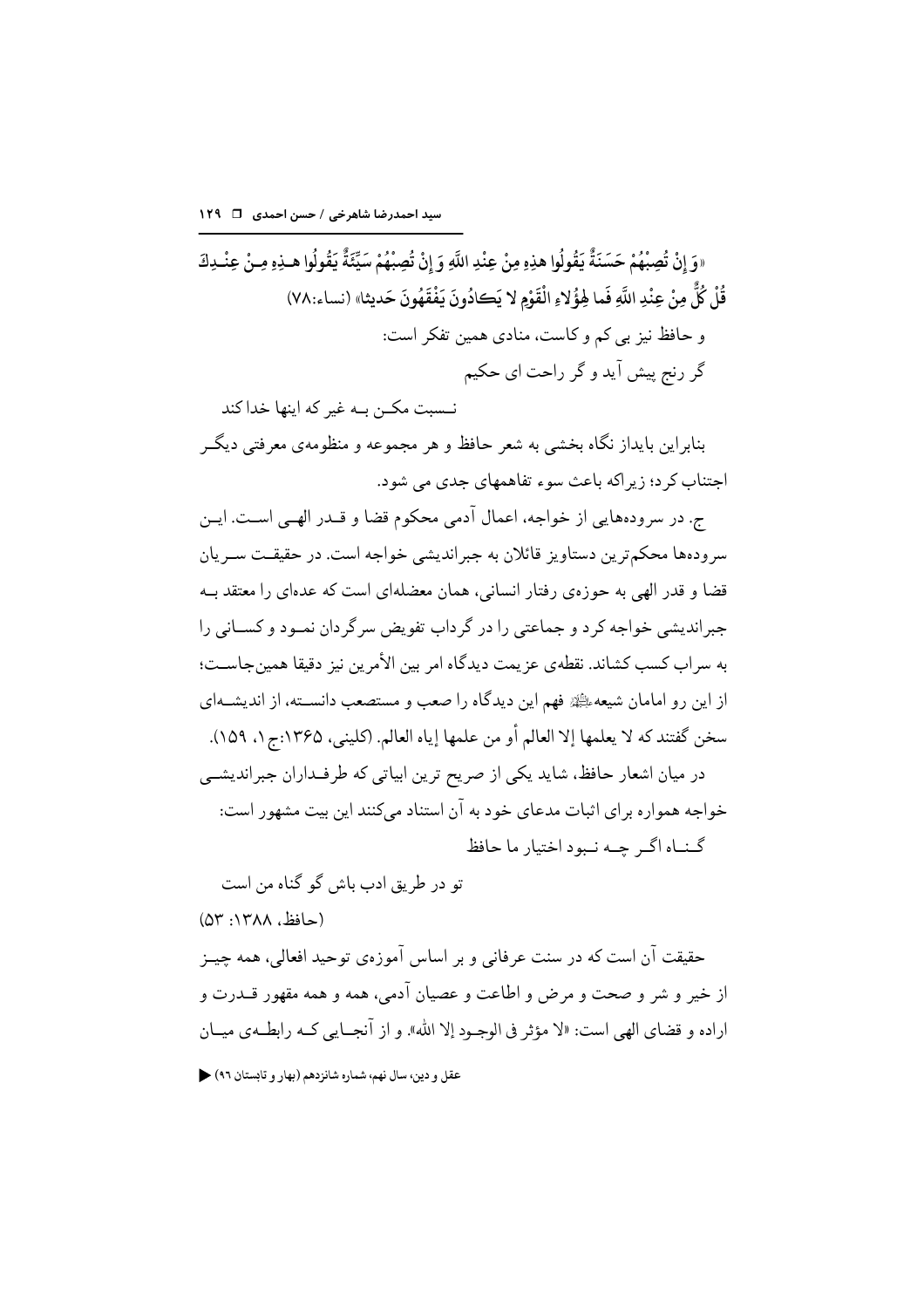«وَ إِنْ تُصِبْهُمْ حَسَنَةٌ يَقُولُوا هذِهِ مِنْ عِنْدِ اللَّهِ وَ إِنْ تُصِبْهُمْ سَيِّئَةٌ يَقُولُوا هـذِهِ مِـنْ عِنْـدِكَ قُلْ كُلٌّ مِنْ عِنْدِ اللَّهِ فَما لِهؤُلاءِ الْقَوْمِ لا يَكادُونَ يَفْقَهُونَ حَديثا» (نساء:۷۸)

و حافظ نیز بی کم و کاست، منادی همین تفکر است:

گر رنج پیش آید و گر راحت ای حکیم

نسبت مکن به غیر که اینها خدا کند

بنابراین بایداز نگاه بخشی به شعر حافظ و هر مجموعه و منظومه‌ی معرفتی دیگر اجتناب کرد؛ زیراکه باعث سوء تفاهمهای جدی می شود.

ج. در سروده‌هایی از خواجه، اعمال آدمی محکوم قضا و قدر الهی است. این سروده‌ها محکم‌ترین دستاویز قائلان به جبراندیشی خواجه است. در حقیقت سریان قضا و قدر الهی به حوزه‌ی رفتار انسانی، همان معضله‌ای است که عده‌ای را معتقد به جبراندیشی خواجه کرد و جماعتی را در گرداب تفویض سرگردان نمود و کسانی را به سراب کسب کشاند. نقطه‌ی عزیمت دیدگاه امر بین الأمرین نیز دقیقا همین‌جاست؛ از این رو امامان شیعه علیهم السلام فهم این دیدگاه را صعب و مستصعب دانسته، از اندیشه‌ای سخن گفتند که لا یعلمها إلا العالم أو من علمها إیاه العالم. (کلینی، ۱۳۶۵:ج۱، ۱۵۹).

در میان اشعار حافظ، شاید یکی از صریح ترین ابیاتی که طرفداران جبراندیشی خواجه همواره برای اثبات مدعای خود به آن استناد می‌کنند این بیت مشهور است:

گناه اگر چه نبود اختیار ما حافظ

تو در طریق ادب باش گو گناه من است

(حافظ، ۱۳۸۸: ۵۳)

حقیقت آن است که در سنت عرفانی و بر اساس آموزه‌ی توحید افعالی، همه چیز از خیر و شر و صحت و مرض و اطاعت و عصیان آدمی، همه و همه مقهور قدرت و اراده و قضای الهی است: «لا مؤثر فی الوجود إلا الله». و از آنجایی که رابطه‌ی میان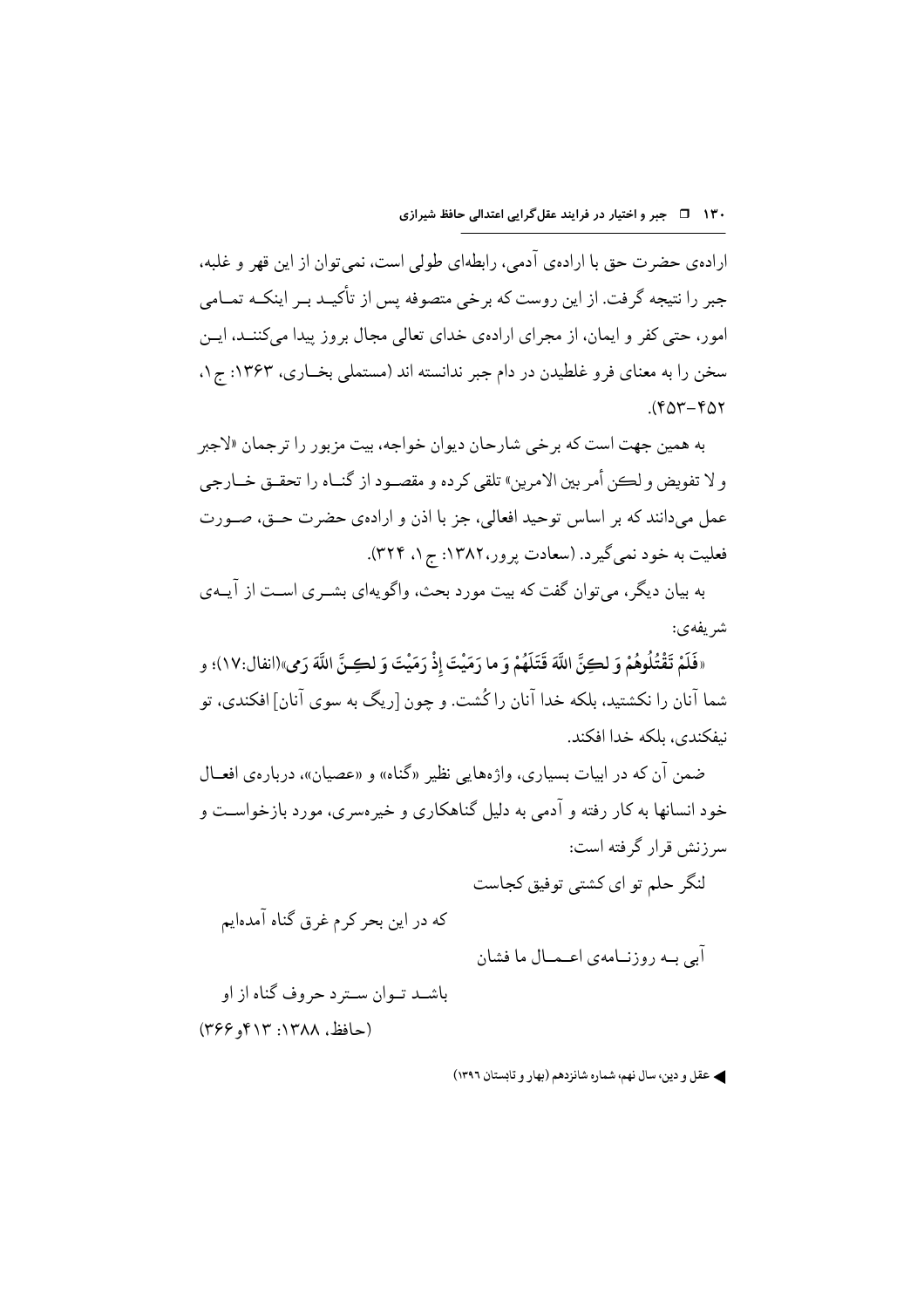اراده‌ی حضرت حق با اراده‌ی آدمی، رابطه‌ای طولی است، نمی‌توان از این قهر و غلبه، جبر را نتیجه گرفت. از این روست که برخی متصوفه پس از تأکید بر اینکه تمامی امور، حتی کفر و ایمان، از مجرای اراده‌ی خدای تعالی مجال بروز پیدا می‌کنند، این سخن را به معنای فرو غلطیدن در دام جبر ندانسته اند (مستملی بخاری، ۱۳۶۳: ج۱، ۴۵۳-۴۵۲).

به همین جهت است که برخی شارحان دیوان خواجه، بیت مزبور را ترجمان «لاجبر و لا تفویض و لکن أمر بین الامرین» تلقی کرده و مقصود از گناه را تحقق خارجی عمل می‌دانند که بر اساس توحید افعالی، جز با اذن و اراده‌ی حضرت حق، صورت فعلیت به خود نمی‌گیرد. (سعادت پرور، ۱۳۸۲: ج۱، ۳۲۴).

به بیان دیگر، می‌توان گفت که بیت مورد بحث، واگویه‌ای بشری است از آیه‌ی شریفه‌ی:

«فَلَمْ تَقْتُلُوهُمْ وَ لكِنَّ اللَّهَ قَتَلَهُمْ وَ ما رَمَيْتَ إِذْ رَمَيْتَ وَ لكِنَّ اللَّهَ رَمى»(انفال:۱۷)؛ و شما آنان را نکشتید، بلکه خدا آنان را کُشت. و چون [ریگ به سوی آنان] افکندی، تو نیفکندی، بلکه خدا افکند.

ضمن آن که در ابیات بسیاری، واژه‌هایی نظیر «گناه» و «عصیان»، درباره‌ی افعال خود انسانها به کار رفته و آدمی به دلیل گناهکاری و خیره‌سری، مورد بازخواست و سرزنش قرار گرفته است:

لنگر حلم تو ای کشتی توفیق کجاست

که در این بحر کرم غرق گناه آمده‌ایم

آبی به روزنامه‌ی اعمال ما فشان

باشد توان سترد حروف گناه از او

(حافظ، ۱۳۸۸: ۴۱۳و۳۶۶)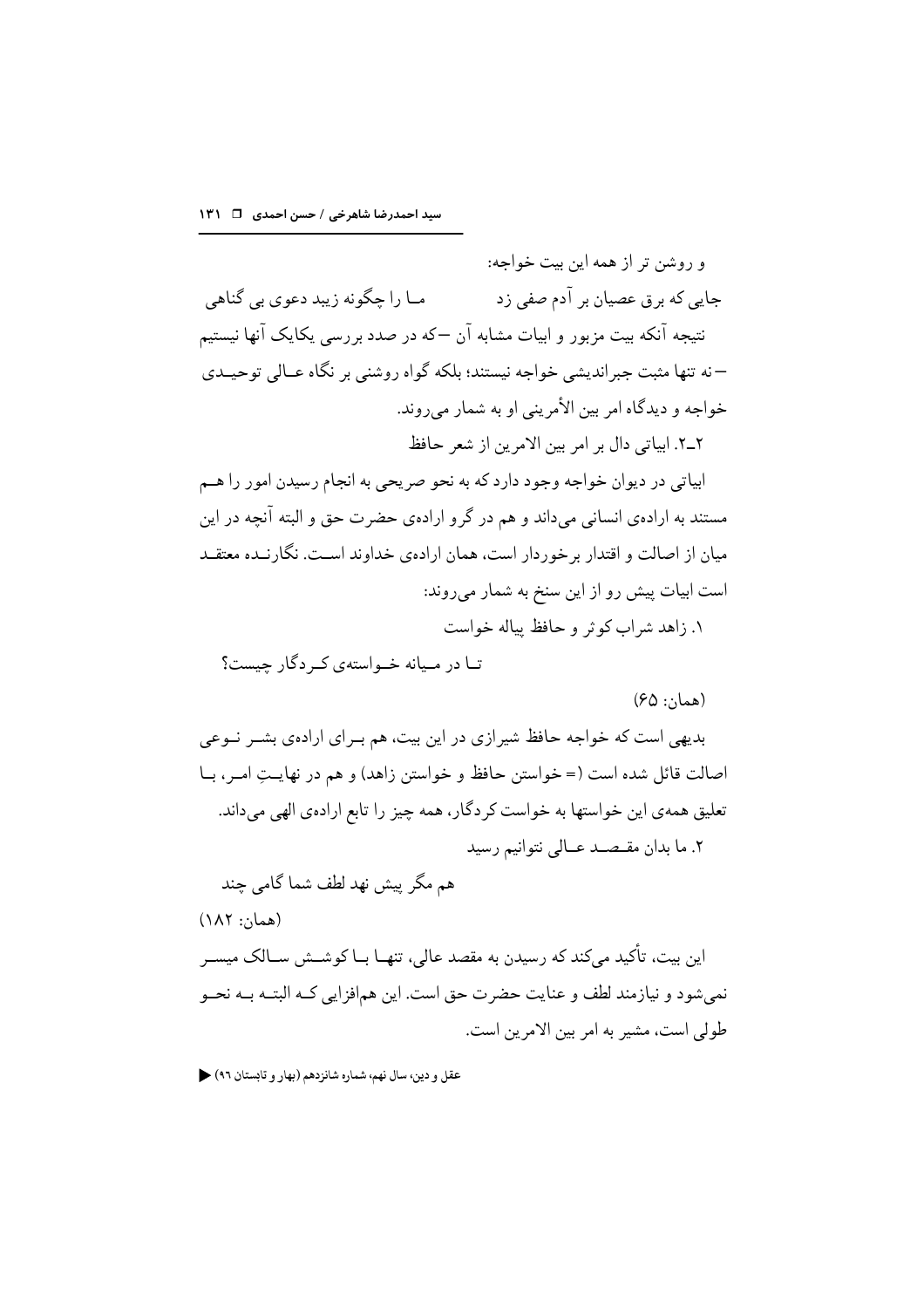و روشن تر از همه این بیت خواجه:

جایی که برق عصیان بر آدم صفی زد　　　مـا را چگونه زیبد دعوی بی گناهی

نتیجه آنکه بیت مزبور و ابیات مشابه آن —که در صدد بررسی یکایک آنها نیستیم —نه تنها مثبت جبراندیشی خواجه نیستند؛ بلکه گواه روشنی بر نگاه عـالی توحیـدی خواجه و دیدگاه امر بین الأمرینی او به شمار می‌روند.

## ۲ـ۲. ابیاتی دال بر امر بین الامرین از شعر حافظ

ابیاتی در دیوان خواجه وجود دارد که به نحو صریحی به انجام رسیدن امور را هـم مستند به اراده‌ی انسانی می‌داند و هم در گرو اراده‌ی حضرت حق و البته آنچه در این میان از اصالت و اقتدار برخوردار است، همان اراده‌ی خداوند اسـت. نگارنـده معتقـد است ابیات پیش رو از این سنخ به شمار می‌روند:

۱. زاهد شراب کوثر و حافظ پیاله خواست

تـا در مـیانه خـواسته‌ی کـردگار چیست؟

(همان: ۶۵)

بدیهی است که خواجه حافظ شیرازی در این بیت، هم بـرای اراده‌ی بشـر نـوعی اصالت قائل شده است (= خواستن حافظ و خواستن زاهد) و هم در نهایـتِ امـر، بـا تعلیق همه‌ی این خواستها به خواست کردگار، همه چیز را تابع اراده‌ی الهی می‌داند.

۲. ما بدان مقـصـد عـالی نتوانیم رسید

هم مگر پیش نهد لطف شما گامی چند

(همان: ۱۸۲)

این بیت، تأکید می‌کند که رسیدن به مقصد عالی، تنهـا بـا کوشـش سـالک میسـر نمی‌شود و نیازمند لطف و عنایت حضرت حق است. این هم‌افزایی کـه البتـه بـه نحـو طولی است، مشیر به امر بین الامرین است.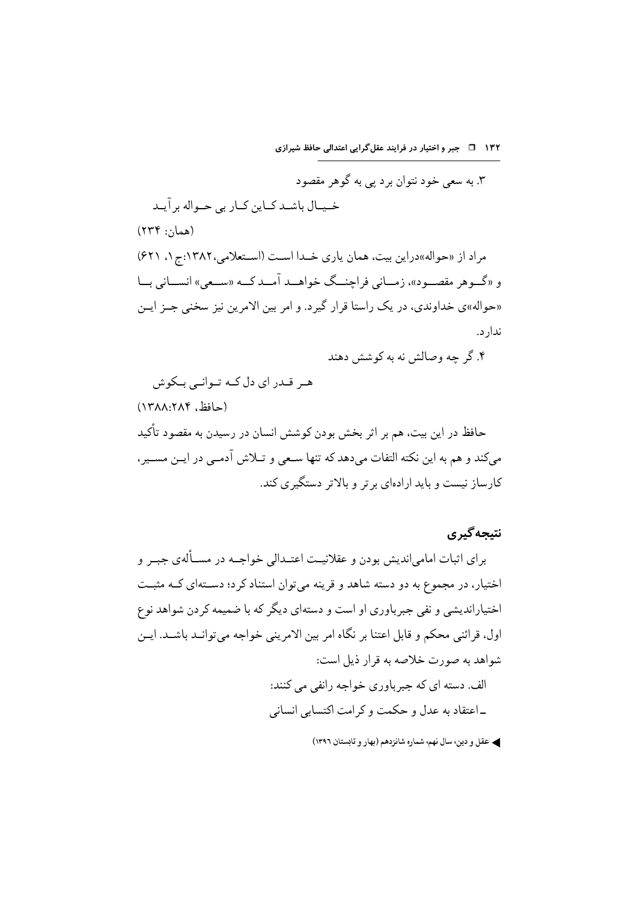۳. به سعی خود نتوان برد پی به گوهر مقصود

خیال باشد کاین کار بی حواله برآید

(همان: ۲۳۴)

مراد از «حواله»دراین بیت، همان یاری خدا است (استعلامی،۱۳۸۲:ج۱، ۶۲۱) و «گوهر مقصود»، زمانی فراچنگ خواهد آمد که «سعی» انسانی با «حواله»ی خداوندی، در یک راستا قرار گیرد. و امر بین الامرین نیز سخنی جز این ندارد.

۴. گر چه وصالش نه به کوشش دهند

هر قدر ای دل که توانی بکوش

(حافظ، ۱۳۸۸:۲۸۴)

حافظ در این بیت، هم بر اثر بخش بودن کوشش انسان در رسیدن به مقصود تأکید می‌کند و هم به این نکته التفات می‌دهد که تنها سعی و تلاش آدمی در این مسیر، کارساز نیست و باید اراده‌ای برتر و بالاتر دستگیری کند.

## نتیجه‌گیری

برای اثبات امامی‌اندیش بودن و عقلانیت اعتدالی خواجه در مسأله‌ی جبر و اختیار، در مجموع به دو دسته شاهد و قرینه می‌توان استناد کرد؛ دسته‌ای که مثبت اختیاراندیشی و نفی جبرباوری او است و دسته‌ای دیگر که با ضمیمه کردن شواهد نوع اول، قرائنی محکم و قابل اعتنا بر نگاه امر بین الامرینی خواجه می‌توانند باشند. این شواهد به صورت خلاصه به قرار ذیل است:

الف. دسته ای که جبرباوری خواجه رانفی می کنند:

ـ اعتقاد به عدل و حکمت و کرامت اکتسابی انسانی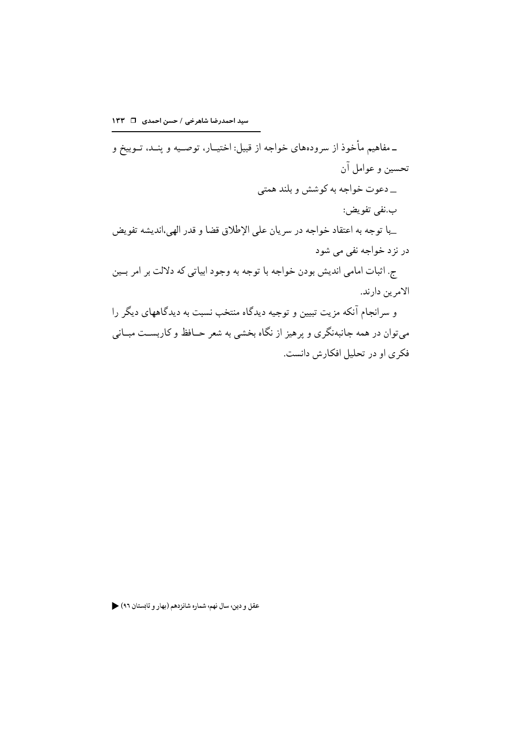ـ مفاهیم مأخوذ از سروده‌های خواجه از قبیل: اختیـار، توصـیه و پنـد، تـوبیخ و تحسین و عوامل آن

ـــ دعوت خواجه به کوشش و بلند همتی

ب.نفی تفویض:

ــبا توجه به اعتقاد خواجه در سریان علی الإطلاق قضا و قدر الهی،اندیشه تفویض در نزد خواجه نفی می شود

ج. اثبات امامی اندیش بودن خواجه با توجه به وجود ابیاتی که دلالت بر امر بـین الامرین دارند.

و سرانجام آنکه مزیت تبیین و توجیه دیدگاه منتخب نسبت به دیدگاههای دیگر را می‌توان در همه جانبه‌نگری و پرهیز از نگاه بخشی به شعر حـافظ و کاربسـت مبـانی فکری او در تحلیل افکارش دانست.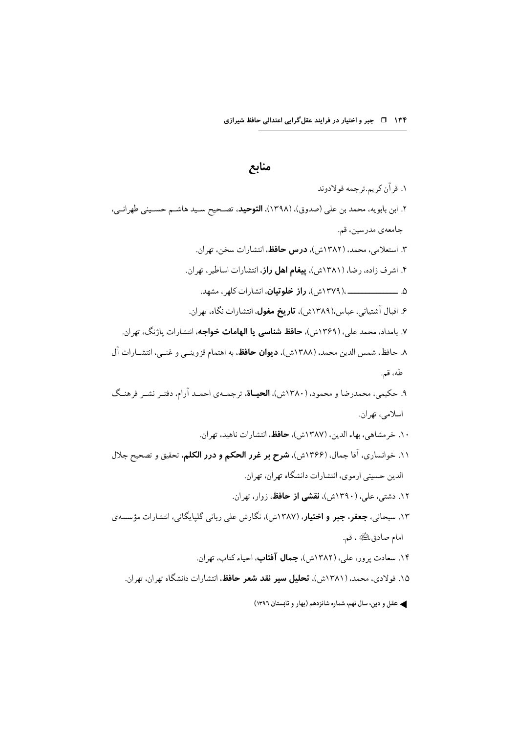## منابع

۱. قرآن کریم.ترجمه فولادوند

۲. ابن بابویه، محمد بن علی (صدوق)، (۱۳۹۸)، **التوحید**، تصحیح سید هاشم حسینی طهرانی، جامعه‌ی مدرسین، قم.

۳. استعلامی، محمد، (۱۳۸۲ش)، **درس حافظ**، انتشارات سخن، تهران.

۴. اشرف زاده، رضا، (۱۳۸۱ش)، **پیغام اهل راز**، انتشارات اساطیر، تهران.

۵. ـــــــــــــــــ ،(۱۳۷۹ش)، **راز خلوتیان**، انشارات کلهر، مشهد.

۶. اقبال آشتیانی، عباس،(۱۳۸۹ش)، **تاریخ مغول**، انتشارات نگاه، تهران.

۷. بامداد، محمد علی، (۱۳۶۹ش)، **حافظ شناسی یا الهامات خواجه**، انتشارات پاژنگ، تهران.

۸. حافظ، شمس الدین محمد، (۱۳۸۸ش)، **دیوان حافظ**، به اهتمام قزوینی و غنی، انتشارات آل طه، قم.

۹. حکیمی، محمدرضا و محمود، (۱۳۸۰ش)، **الحیاة**، ترجمه‌ی احمد آرام، دفتر نشر فرهنگ اسلامی، تهران.

۱۰. خرمشاهی، بهاء الدین، (۱۳۸۷ش)، **حافظ**، انتشارات ناهید، تهران.

۱۱. خوانساری، آقا جمال، (۱۳۶۶ش)، **شرح بر غرر الحکم و درر الکلم**، تحقیق و تصحیح جلال الدین حسینی ارموی، انتشارات دانشگاه تهران، تهران.

۱۲. دشتی، علی، (۱۳۹۰ش)، **نقشی از حافظ**، زوار، تهران.

۱۳. سبحانی، **جعفر، جبر و اختیار**، (۱۳۸۷ش)، نگارش علی ربانی گلپایگانی، انتشارات مؤسسه‌ی امام صادق علیه‌السلام ، قم.

۱۴. سعادت پرور، علی، (۱۳۸۲ش)، **جمال آفتاب**، احیاء کتاب، تهران.

۱۵. فولادی، محمد، (۱۳۸۱ش)، **تحلیل سیر نقد شعر حافظ**، انتشارات دانشگاه تهران، تهران.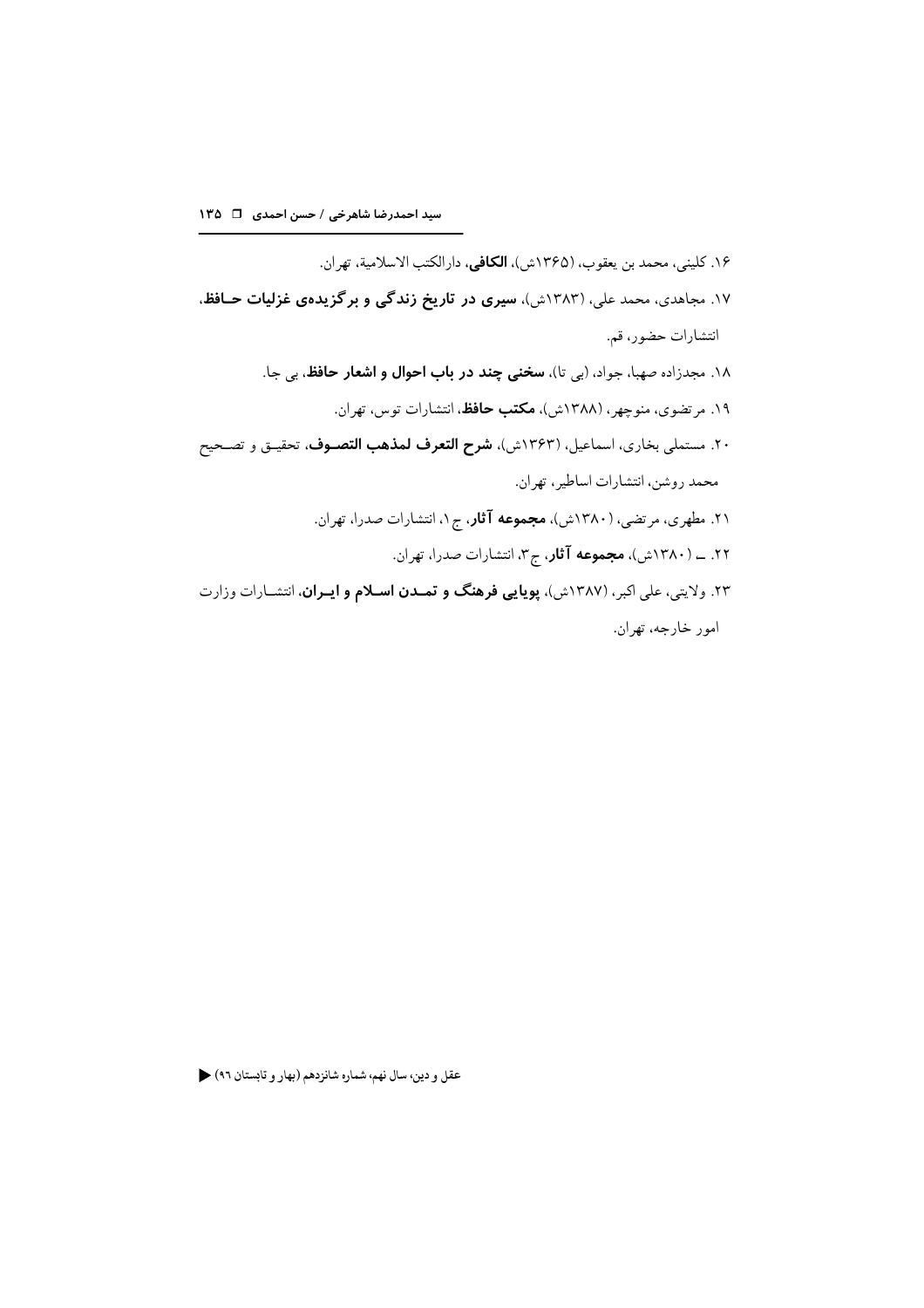۱۶. کلینی، محمد بن یعقوب، (۱۳۶۵ش)، **الکافی**، دارالکتب الاسلامیة، تهران.

۱۷. مجاهدی، محمد علی، (۱۳۸۳ش)، **سیری در تاریخ زندگی و برگزیده‌ی غزلیات حافظ**، انتشارات حضور، قم.

۱۸. مجدزاده صهبا، جواد، (بی تا)، **سخنی چند در باب احوال و اشعار حافظ**، بی جا.

۱۹. مرتضوی، منوچهر، (۱۳۸۸ش)، **مکتب حافظ**، انتشارات توس، تهران.

۲۰. مستملی بخاری، اسماعیل، (۱۳۶۳ش)، **شرح التعرف لمذهب التصوف**، تحقیق و تصحیح محمد روشن، انتشارات اساطیر، تهران.

۲۱. مطهری، مرتضی، (۱۳۸۰ش)، **مجموعه آثار**، ج۱، انتشارات صدرا، تهران.

۲۲. ـ (۱۳۸۰ش)، **مجموعه آثار**، ج۳، انتشارات صدرا، تهران.

۲۳. ولایتی، علی اکبر، (۱۳۸۷ش)، **پویایی فرهنگ و تمدن اسلام و ایران**، انتشارات وزارت امور خارجه، تهران.